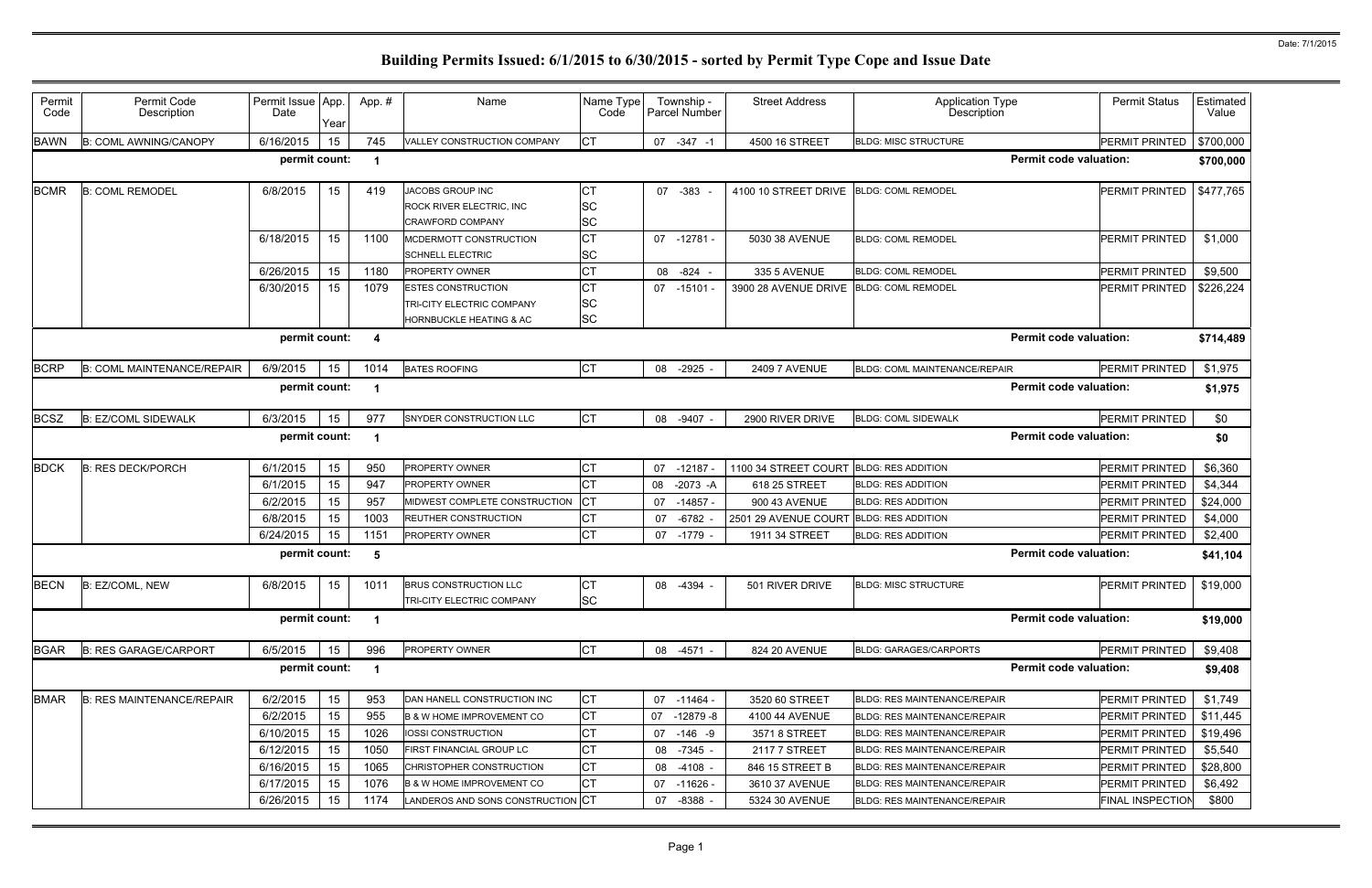# Building Permits Issued: 6/1/2015 to 6/30/2015 - sorted by Permit Type Cope and Issue Date

Date: 7/1/2015

| Permit Code | Permit Code Description | Permit Issue Date | App. Year | App. # | Name | Name Type Code | Township - Parcel Number | Street Address | Application Type Description | Permit Status | Estimated Value |
|---|---|---|---|---|---|---|---|---|---|---|---|
| BAWN | B: COML AWNING/CANOPY | 6/16/2015 | 15 | 745 | VALLEY CONSTRUCTION COMPANY | CT | 07 -347 -1 | 4500 16 STREET | BLDG: MISC STRUCTURE | PERMIT PRINTED | $700,000 |
| | | permit count: | | 1 | | | | | Permit code valuation: | | $700,000 |
| BCMR | B: COML REMODEL | 6/8/2015 | 15 | 419 | JACOBS GROUP INC | CT | 07 -383 - | 4100 10 STREET DRIVE | BLDG: COML REMODEL | PERMIT PRINTED | $477,765 |
| | | | | | ROCK RIVER ELECTRIC, INC | SC | | | | | |
| | | | | | CRAWFORD COMPANY | SC | | | | | |
| | | 6/18/2015 | 15 | 1100 | MCDERMOTT CONSTRUCTION | CT | 07 -12781 - | 5030 38 AVENUE | BLDG: COML REMODEL | PERMIT PRINTED | $1,000 |
| | | | | | SCHNELL ELECTRIC | SC | | | | | |
| | | 6/26/2015 | 15 | 1180 | PROPERTY OWNER | CT | 08 -824 - | 335 5 AVENUE | BLDG: COML REMODEL | PERMIT PRINTED | $9,500 |
| | | 6/30/2015 | 15 | 1079 | ESTES CONSTRUCTION | CT | 07 -15101 - | 3900 28 AVENUE DRIVE | BLDG: COML REMODEL | PERMIT PRINTED | $226,224 |
| | | | | | TRI-CITY ELECTRIC COMPANY | SC | | | | | |
| | | | | | HORNBUCKLE HEATING & AC | SC | | | | | |
| | | permit count: | | 4 | | | | | Permit code valuation: | | $714,489 |
| BCRP | B: COML MAINTENANCE/REPAIR | 6/9/2015 | 15 | 1014 | BATES ROOFING | CT | 08 -2925 - | 2409 7 AVENUE | BLDG: COML MAINTENANCE/REPAIR | PERMIT PRINTED | $1,975 |
| | | permit count: | | 1 | | | | | Permit code valuation: | | $1,975 |
| BCSZ | B: EZ/COML SIDEWALK | 6/3/2015 | 15 | 977 | SNYDER CONSTRUCTION LLC | CT | 08 -9407 - | 2900 RIVER DRIVE | BLDG: COML SIDEWALK | PERMIT PRINTED | $0 |
| | | permit count: | | 1 | | | | | Permit code valuation: | | $0 |
| BDCK | B: RES DECK/PORCH | 6/1/2015 | 15 | 950 | PROPERTY OWNER | CT | 07 -12187 - | 1100 34 STREET COURT | BLDG: RES ADDITION | PERMIT PRINTED | $6,360 |
| | | 6/1/2015 | 15 | 947 | PROPERTY OWNER | CT | 08 -2073 -A | 618 25 STREET | BLDG: RES ADDITION | PERMIT PRINTED | $4,344 |
| | | 6/2/2015 | 15 | 957 | MIDWEST COMPLETE CONSTRUCTION | CT | 07 -14857 - | 900 43 AVENUE | BLDG: RES ADDITION | PERMIT PRINTED | $24,000 |
| | | 6/8/2015 | 15 | 1003 | REUTHER CONSTRUCTION | CT | 07 -6782 - | 2501 29 AVENUE COURT | BLDG: RES ADDITION | PERMIT PRINTED | $4,000 |
| | | 6/24/2015 | 15 | 1151 | PROPERTY OWNER | CT | 07 -1779 - | 1911 34 STREET | BLDG: RES ADDITION | PERMIT PRINTED | $2,400 |
| | | permit count: | | 5 | | | | | Permit code valuation: | | $41,104 |
| BECN | B: EZ/COML, NEW | 6/8/2015 | 15 | 1011 | BRUS CONSTRUCTION LLC | CT | 08 -4394 - | 501 RIVER DRIVE | BLDG: MISC STRUCTURE | PERMIT PRINTED | $19,000 |
| | | | | | TRI-CITY ELECTRIC COMPANY | SC | | | | | |
| | | permit count: | | 1 | | | | | Permit code valuation: | | $19,000 |
| BGAR | B: RES GARAGE/CARPORT | 6/5/2015 | 15 | 996 | PROPERTY OWNER | CT | 08 -4571 - | 824 20 AVENUE | BLDG: GARAGES/CARPORTS | PERMIT PRINTED | $9,408 |
| | | permit count: | | 1 | | | | | Permit code valuation: | | $9,408 |
| BMAR | B: RES MAINTENANCE/REPAIR | 6/2/2015 | 15 | 953 | DAN HANELL CONSTRUCTION INC | CT | 07 -11464 - | 3520 60 STREET | BLDG: RES MAINTENANCE/REPAIR | PERMIT PRINTED | $1,749 |
| | | 6/2/2015 | 15 | 955 | B & W HOME IMPROVEMENT CO | CT | 07 -12879 -8 | 4100 44 AVENUE | BLDG: RES MAINTENANCE/REPAIR | PERMIT PRINTED | $11,445 |
| | | 6/10/2015 | 15 | 1026 | IOSSI CONSTRUCTION | CT | 07 -146 -9 | 3571 8 STREET | BLDG: RES MAINTENANCE/REPAIR | PERMIT PRINTED | $19,496 |
| | | 6/12/2015 | 15 | 1050 | FIRST FINANCIAL GROUP LC | CT | 08 -7345 - | 2117 7 STREET | BLDG: RES MAINTENANCE/REPAIR | PERMIT PRINTED | $5,540 |
| | | 6/16/2015 | 15 | 1065 | CHRISTOPHER CONSTRUCTION | CT | 08 -4108 - | 846 15 STREET B | BLDG: RES MAINTENANCE/REPAIR | PERMIT PRINTED | $28,800 |
| | | 6/17/2015 | 15 | 1076 | B & W HOME IMPROVEMENT CO | CT | 07 -11626 - | 3610 37 AVENUE | BLDG: RES MAINTENANCE/REPAIR | PERMIT PRINTED | $6,492 |
| | | 6/26/2015 | 15 | 1174 | LANDEROS AND SONS CONSTRUCTION | CT | 07 -8388 - | 5324 30 AVENUE | BLDG: RES MAINTENANCE/REPAIR | FINAL INSPECTION | $800 |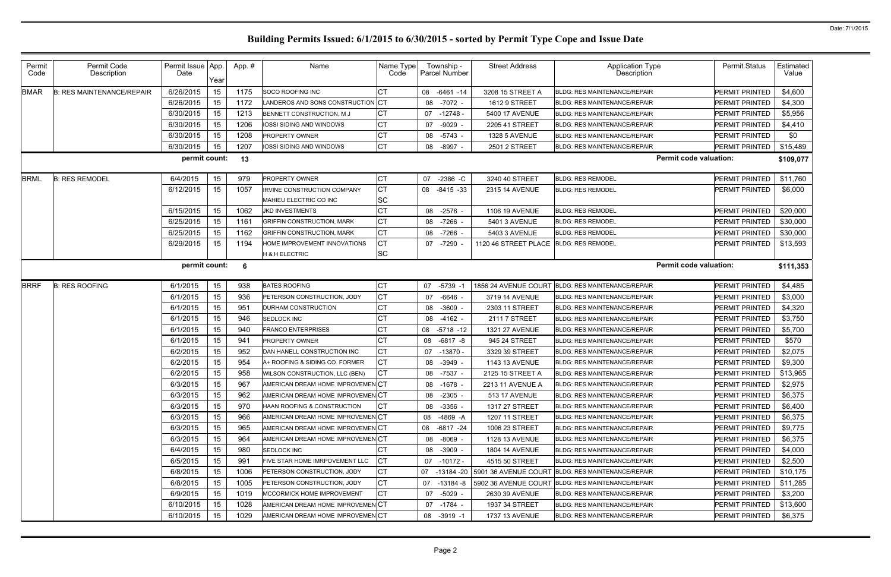# Building Permits Issued: 6/1/2015 to 6/30/2015 - sorted by Permit Type Cope and Issue Date

Date: 7/1/2015

| Permit Code | Permit Code Description | Permit Issue Date | App. Year | App. # | Name | Name Type Code | Township - Parcel Number | Street Address | Application Type Description | Permit Status | Estimated Value |
|---|---|---|---|---|---|---|---|---|---|---|---|
| BMAR | B: RES MAINTENANCE/REPAIR | 6/26/2015 | 15 | 1175 | SOCO ROOFING INC | CT | 08 -6461 -14 | 3208 15 STREET A | BLDG: RES MAINTENANCE/REPAIR | PERMIT PRINTED | $4,600 |
| | | 6/26/2015 | 15 | 1172 | LANDEROS AND SONS CONSTRUCTION | CT | 08 -7072 - | 1612 9 STREET | BLDG: RES MAINTENANCE/REPAIR | PERMIT PRINTED | $4,300 |
| | | 6/30/2015 | 15 | 1213 | BENNETT CONSTRUCTION, M J | CT | 07 -12748 - | 5400 17 AVENUE | BLDG: RES MAINTENANCE/REPAIR | PERMIT PRINTED | $5,956 |
| | | 6/30/2015 | 15 | 1206 | IOSSI SIDING AND WINDOWS | CT | 07 -9029 - | 2205 41 STREET | BLDG: RES MAINTENANCE/REPAIR | PERMIT PRINTED | $4,410 |
| | | 6/30/2015 | 15 | 1208 | PROPERTY OWNER | CT | 08 -5743 - | 1328 5 AVENUE | BLDG: RES MAINTENANCE/REPAIR | PERMIT PRINTED | $0 |
| | | 6/30/2015 | 15 | 1207 | IOSSI SIDING AND WINDOWS | CT | 08 -8997 - | 2501 2 STREET | BLDG: RES MAINTENANCE/REPAIR | PERMIT PRINTED | $15,489 |
| | | permit count: | | 13 | | | | | Permit code valuation: | | $109,077 |
| BRML | B: RES REMODEL | 6/4/2015 | 15 | 979 | PROPERTY OWNER | CT | 07 -2386 -C | 3240 40 STREET | BLDG: RES REMODEL | PERMIT PRINTED | $11,760 |
| | | 6/12/2015 | 15 | 1057 | IRVINE CONSTRUCTION COMPANY<br>MAHIEU ELECTRIC CO INC | CT<br>SC | 08 -8415 -33 | 2315 14 AVENUE | BLDG: RES REMODEL | PERMIT PRINTED | $6,000 |
| | | 6/15/2015 | 15 | 1062 | JKD INVESTMENTS | CT | 08 -2576 - | 1106 19 AVENUE | BLDG: RES REMODEL | PERMIT PRINTED | $20,000 |
| | | 6/25/2015 | 15 | 1161 | GRIFFIN CONSTRUCTION, MARK | CT | 08 -7266 - | 5401 3 AVENUE | BLDG: RES REMODEL | PERMIT PRINTED | $30,000 |
| | | 6/25/2015 | 15 | 1162 | GRIFFIN CONSTRUCTION, MARK | CT | 08 -7266 - | 5403 3 AVENUE | BLDG: RES REMODEL | PERMIT PRINTED | $30,000 |
| | | 6/29/2015 | 15 | 1194 | HOME IMPROVEMENT INNOVATIONS<br>H & H ELECTRIC | CT<br>SC | 07 -7290 - | 1120 46 STREET PLACE | BLDG: RES REMODEL | PERMIT PRINTED | $13,593 |
| | | permit count: | | 6 | | | | | Permit code valuation: | | $111,353 |
| BRRF | B: RES ROOFING | 6/1/2015 | 15 | 938 | BATES ROOFING | CT | 07 -5739 -1 | 1856 24 AVENUE COURT | BLDG: RES MAINTENANCE/REPAIR | PERMIT PRINTED | $4,485 |
| | | 6/1/2015 | 15 | 936 | PETERSON CONSTRUCTION, JODY | CT | 07 -6646 - | 3719 14 AVENUE | BLDG: RES MAINTENANCE/REPAIR | PERMIT PRINTED | $3,000 |
| | | 6/1/2015 | 15 | 951 | DURHAM CONSTRUCTION | CT | 08 -3609 - | 2303 11 STREET | BLDG: RES MAINTENANCE/REPAIR | PERMIT PRINTED | $4,320 |
| | | 6/1/2015 | 15 | 946 | SEDLOCK INC | CT | 08 -4162 - | 2111 7 STREET | BLDG: RES MAINTENANCE/REPAIR | PERMIT PRINTED | $3,750 |
| | | 6/1/2015 | 15 | 940 | FRANCO ENTERPRISES | CT | 08 -5718 -12 | 1321 27 AVENUE | BLDG: RES MAINTENANCE/REPAIR | PERMIT PRINTED | $5,700 |
| | | 6/1/2015 | 15 | 941 | PROPERTY OWNER | CT | 08 -6817 -8 | 945 24 STREET | BLDG: RES MAINTENANCE/REPAIR | PERMIT PRINTED | $570 |
| | | 6/2/2015 | 15 | 952 | DAN HANELL CONSTRUCTION INC | CT | 07 -13870 - | 3329 39 STREET | BLDG: RES MAINTENANCE/REPAIR | PERMIT PRINTED | $2,075 |
| | | 6/2/2015 | 15 | 954 | A+ ROOFING & SIDING CO. FORMER | CT | 08 -3949 - | 1143 13 AVENUE | BLDG: RES MAINTENANCE/REPAIR | PERMIT PRINTED | $9,300 |
| | | 6/2/2015 | 15 | 958 | WILSON CONSTRUCTION, LLC (BEN) | CT | 08 -7537 - | 2125 15 STREET A | BLDG: RES MAINTENANCE/REPAIR | PERMIT PRINTED | $13,965 |
| | | 6/3/2015 | 15 | 967 | AMERICAN DREAM HOME IMPROVEMEN | CT | 08 -1678 - | 2213 11 AVENUE A | BLDG: RES MAINTENANCE/REPAIR | PERMIT PRINTED | $2,975 |
| | | 6/3/2015 | 15 | 962 | AMERICAN DREAM HOME IMPROVEMEN | CT | 08 -2305 - | 513 17 AVENUE | BLDG: RES MAINTENANCE/REPAIR | PERMIT PRINTED | $6,375 |
| | | 6/3/2015 | 15 | 970 | HAAN ROOFING & CONSTRUCTION | CT | 08 -3356 - | 1317 27 STREET | BLDG: RES MAINTENANCE/REPAIR | PERMIT PRINTED | $6,400 |
| | | 6/3/2015 | 15 | 966 | AMERICAN DREAM HOME IMPROVEMEN | CT | 08 -4869 -A | 1207 11 STREET | BLDG: RES MAINTENANCE/REPAIR | PERMIT PRINTED | $6,375 |
| | | 6/3/2015 | 15 | 965 | AMERICAN DREAM HOME IMPROVEMEN | CT | 08 -6817 -24 | 1006 23 STREET | BLDG: RES MAINTENANCE/REPAIR | PERMIT PRINTED | $9,775 |
| | | 6/3/2015 | 15 | 964 | AMERICAN DREAM HOME IMPROVEMEN | CT | 08 -8069 - | 1128 13 AVENUE | BLDG: RES MAINTENANCE/REPAIR | PERMIT PRINTED | $6,375 |
| | | 6/4/2015 | 15 | 980 | SEDLOCK INC | CT | 08 -3909 - | 1804 14 AVENUE | BLDG: RES MAINTENANCE/REPAIR | PERMIT PRINTED | $4,000 |
| | | 6/5/2015 | 15 | 991 | FIVE STAR HOME IMRPOVEMENT LLC | CT | 07 -10172 - | 4515 50 STREET | BLDG: RES MAINTENANCE/REPAIR | PERMIT PRINTED | $2,500 |
| | | 6/8/2015 | 15 | 1006 | PETERSON CONSTRUCTION, JODY | CT | 07 -13184 -20 | 5901 36 AVENUE COURT | BLDG: RES MAINTENANCE/REPAIR | PERMIT PRINTED | $10,175 |
| | | 6/8/2015 | 15 | 1005 | PETERSON CONSTRUCTION, JODY | CT | 07 -13184 -8 | 5902 36 AVENUE COURT | BLDG: RES MAINTENANCE/REPAIR | PERMIT PRINTED | $11,285 |
| | | 6/9/2015 | 15 | 1019 | MCCORMICK HOME IMPROVEMENT | CT | 07 -5029 - | 2630 39 AVENUE | BLDG: RES MAINTENANCE/REPAIR | PERMIT PRINTED | $3,200 |
| | | 6/10/2015 | 15 | 1028 | AMERICAN DREAM HOME IMPROVEMEN | CT | 07 -1784 - | 1937 34 STREET | BLDG: RES MAINTENANCE/REPAIR | PERMIT PRINTED | $13,600 |
| | | 6/10/2015 | 15 | 1029 | AMERICAN DREAM HOME IMPROVEMEN | CT | 08 -3919 -1 | 1737 13 AVENUE | BLDG: RES MAINTENANCE/REPAIR | PERMIT PRINTED | $6,375 |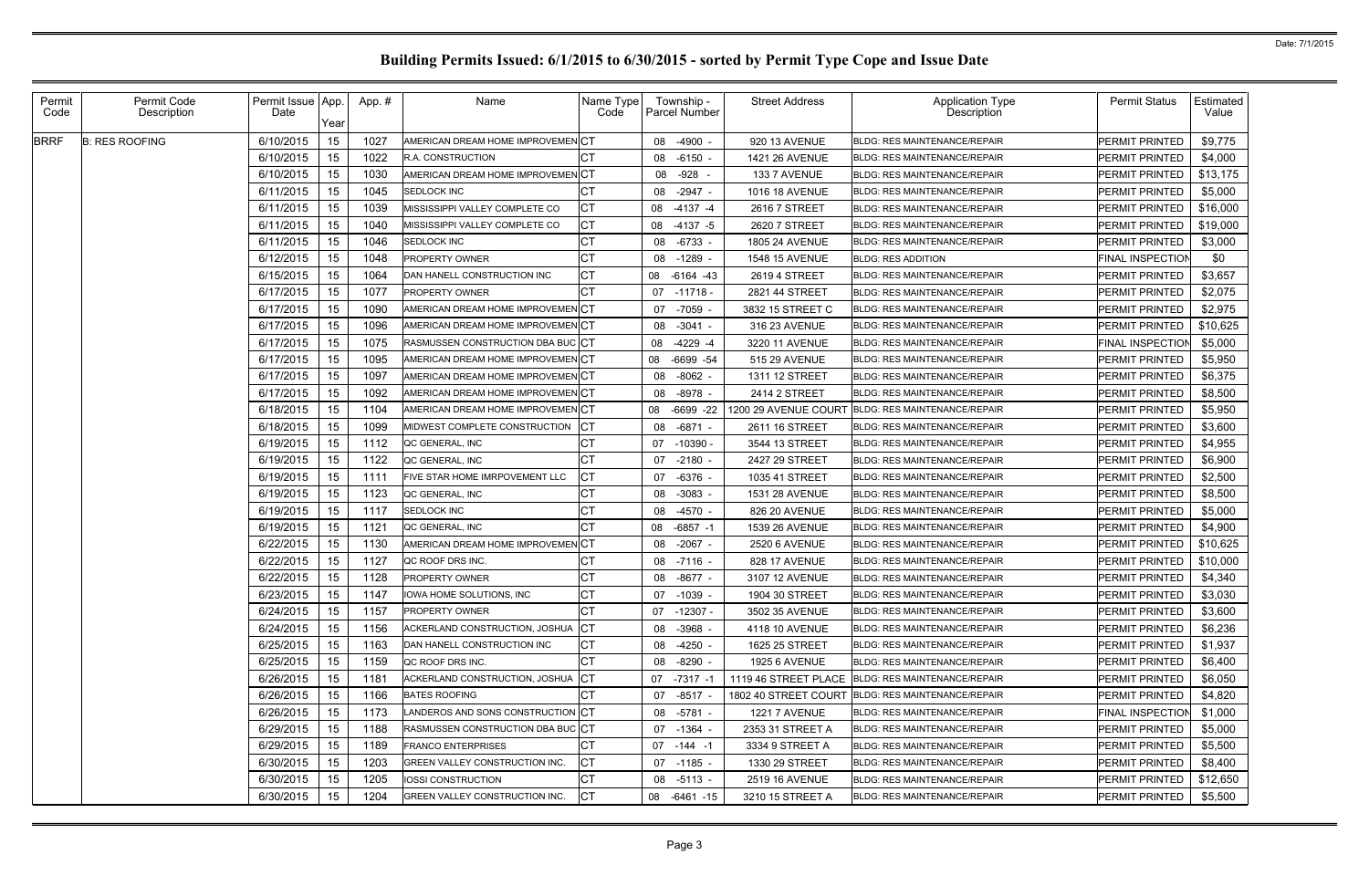# Building Permits Issued: 6/1/2015 to 6/30/2015 - sorted by Permit Type Cope and Issue Date

| Permit Code | Permit Code Description | Permit Issue Date | App. Year | App. # | Name | Name Type Code | Township - Parcel Number | Street Address | Application Type Description | Permit Status | Estimated Value |
|---|---|---|---|---|---|---|---|---|---|---|---|
| BRRF | B: RES ROOFING | 6/10/2015 | 15 | 1027 | AMERICAN DREAM HOME IMPROVEMEN | CT | 08 -4900 - | 920 13 AVENUE | BLDG: RES MAINTENANCE/REPAIR | PERMIT PRINTED | $9,775 |
| | | 6/10/2015 | 15 | 1022 | R.A. CONSTRUCTION | CT | 08 -6150 - | 1421 26 AVENUE | BLDG: RES MAINTENANCE/REPAIR | PERMIT PRINTED | $4,000 |
| | | 6/10/2015 | 15 | 1030 | AMERICAN DREAM HOME IMPROVEMEN | CT | 08 -928 - | 133 7 AVENUE | BLDG: RES MAINTENANCE/REPAIR | PERMIT PRINTED | $13,175 |
| | | 6/11/2015 | 15 | 1045 | SEDLOCK INC | CT | 08 -2947 - | 1016 18 AVENUE | BLDG: RES MAINTENANCE/REPAIR | PERMIT PRINTED | $5,000 |
| | | 6/11/2015 | 15 | 1039 | MISSISSIPPI VALLEY COMPLETE CO | CT | 08 -4137 -4 | 2616 7 STREET | BLDG: RES MAINTENANCE/REPAIR | PERMIT PRINTED | $16,000 |
| | | 6/11/2015 | 15 | 1040 | MISSISSIPPI VALLEY COMPLETE CO | CT | 08 -4137 -5 | 2620 7 STREET | BLDG: RES MAINTENANCE/REPAIR | PERMIT PRINTED | $19,000 |
| | | 6/11/2015 | 15 | 1046 | SEDLOCK INC | CT | 08 -6733 - | 1805 24 AVENUE | BLDG: RES MAINTENANCE/REPAIR | PERMIT PRINTED | $3,000 |
| | | 6/12/2015 | 15 | 1048 | PROPERTY OWNER | CT | 08 -1289 - | 1548 15 AVENUE | BLDG: RES ADDITION | FINAL INSPECTION | $0 |
| | | 6/15/2015 | 15 | 1064 | DAN HANELL CONSTRUCTION INC | CT | 08 -6164 -43 | 2619 4 STREET | BLDG: RES MAINTENANCE/REPAIR | PERMIT PRINTED | $3,657 |
| | | 6/17/2015 | 15 | 1077 | PROPERTY OWNER | CT | 07 -11718 - | 2821 44 STREET | BLDG: RES MAINTENANCE/REPAIR | PERMIT PRINTED | $2,075 |
| | | 6/17/2015 | 15 | 1090 | AMERICAN DREAM HOME IMPROVEMEN | CT | 07 -7059 - | 3832 15 STREET C | BLDG: RES MAINTENANCE/REPAIR | PERMIT PRINTED | $2,975 |
| | | 6/17/2015 | 15 | 1096 | AMERICAN DREAM HOME IMPROVEMEN | CT | 08 -3041 - | 316 23 AVENUE | BLDG: RES MAINTENANCE/REPAIR | PERMIT PRINTED | $10,625 |
| | | 6/17/2015 | 15 | 1075 | RASMUSSEN CONSTRUCTION DBA BUC | CT | 08 -4229 -4 | 3220 11 AVENUE | BLDG: RES MAINTENANCE/REPAIR | FINAL INSPECTION | $5,000 |
| | | 6/17/2015 | 15 | 1095 | AMERICAN DREAM HOME IMPROVEMEN | CT | 08 -6699 -54 | 515 29 AVENUE | BLDG: RES MAINTENANCE/REPAIR | PERMIT PRINTED | $5,950 |
| | | 6/17/2015 | 15 | 1097 | AMERICAN DREAM HOME IMPROVEMEN | CT | 08 -8062 - | 1311 12 STREET | BLDG: RES MAINTENANCE/REPAIR | PERMIT PRINTED | $6,375 |
| | | 6/17/2015 | 15 | 1092 | AMERICAN DREAM HOME IMPROVEMEN | CT | 08 -8978 - | 2414 2 STREET | BLDG: RES MAINTENANCE/REPAIR | PERMIT PRINTED | $8,500 |
| | | 6/18/2015 | 15 | 1104 | AMERICAN DREAM HOME IMPROVEMEN | CT | 08 -6699 -22 | 1200 29 AVENUE COURT | BLDG: RES MAINTENANCE/REPAIR | PERMIT PRINTED | $5,950 |
| | | 6/18/2015 | 15 | 1099 | MIDWEST COMPLETE CONSTRUCTION | CT | 08 -6871 - | 2611 16 STREET | BLDG: RES MAINTENANCE/REPAIR | PERMIT PRINTED | $3,600 |
| | | 6/19/2015 | 15 | 1112 | QC GENERAL, INC | CT | 07 -10390 - | 3544 13 STREET | BLDG: RES MAINTENANCE/REPAIR | PERMIT PRINTED | $4,955 |
| | | 6/19/2015 | 15 | 1122 | QC GENERAL, INC | CT | 07 -2180 - | 2427 29 STREET | BLDG: RES MAINTENANCE/REPAIR | PERMIT PRINTED | $6,900 |
| | | 6/19/2015 | 15 | 1111 | FIVE STAR HOME IMRPOVEMENT LLC | CT | 07 -6376 - | 1035 41 STREET | BLDG: RES MAINTENANCE/REPAIR | PERMIT PRINTED | $2,500 |
| | | 6/19/2015 | 15 | 1123 | QC GENERAL, INC | CT | 08 -3083 - | 1531 28 AVENUE | BLDG: RES MAINTENANCE/REPAIR | PERMIT PRINTED | $8,500 |
| | | 6/19/2015 | 15 | 1117 | SEDLOCK INC | CT | 08 -4570 - | 826 20 AVENUE | BLDG: RES MAINTENANCE/REPAIR | PERMIT PRINTED | $5,000 |
| | | 6/19/2015 | 15 | 1121 | QC GENERAL, INC | CT | 08 -6857 -1 | 1539 26 AVENUE | BLDG: RES MAINTENANCE/REPAIR | PERMIT PRINTED | $4,900 |
| | | 6/22/2015 | 15 | 1130 | AMERICAN DREAM HOME IMPROVEMEN | CT | 08 -2067 - | 2520 6 AVENUE | BLDG: RES MAINTENANCE/REPAIR | PERMIT PRINTED | $10,625 |
| | | 6/22/2015 | 15 | 1127 | QC ROOF DRS INC. | CT | 08 -7116 - | 828 17 AVENUE | BLDG: RES MAINTENANCE/REPAIR | PERMIT PRINTED | $10,000 |
| | | 6/22/2015 | 15 | 1128 | PROPERTY OWNER | CT | 08 -8677 - | 3107 12 AVENUE | BLDG: RES MAINTENANCE/REPAIR | PERMIT PRINTED | $4,340 |
| | | 6/23/2015 | 15 | 1147 | IOWA HOME SOLUTIONS, INC | CT | 07 -1039 - | 1904 30 STREET | BLDG: RES MAINTENANCE/REPAIR | PERMIT PRINTED | $3,030 |
| | | 6/24/2015 | 15 | 1157 | PROPERTY OWNER | CT | 07 -12307 - | 3502 35 AVENUE | BLDG: RES MAINTENANCE/REPAIR | PERMIT PRINTED | $3,600 |
| | | 6/24/2015 | 15 | 1156 | ACKERLAND CONSTRUCTION, JOSHUA | CT | 08 -3968 - | 4118 10 AVENUE | BLDG: RES MAINTENANCE/REPAIR | PERMIT PRINTED | $6,236 |
| | | 6/25/2015 | 15 | 1163 | DAN HANELL CONSTRUCTION INC | CT | 08 -4250 - | 1625 25 STREET | BLDG: RES MAINTENANCE/REPAIR | PERMIT PRINTED | $1,937 |
| | | 6/25/2015 | 15 | 1159 | QC ROOF DRS INC. | CT | 08 -8290 - | 1925 6 AVENUE | BLDG: RES MAINTENANCE/REPAIR | PERMIT PRINTED | $6,400 |
| | | 6/26/2015 | 15 | 1181 | ACKERLAND CONSTRUCTION, JOSHUA | CT | 07 -7317 -1 | 1119 46 STREET PLACE | BLDG: RES MAINTENANCE/REPAIR | PERMIT PRINTED | $6,050 |
| | | 6/26/2015 | 15 | 1166 | BATES ROOFING | CT | 07 -8517 - | 1802 40 STREET COURT | BLDG: RES MAINTENANCE/REPAIR | PERMIT PRINTED | $4,820 |
| | | 6/26/2015 | 15 | 1173 | LANDEROS AND SONS CONSTRUCTION | CT | 08 -5781 - | 1221 7 AVENUE | BLDG: RES MAINTENANCE/REPAIR | FINAL INSPECTION | $1,000 |
| | | 6/29/2015 | 15 | 1188 | RASMUSSEN CONSTRUCTION DBA BUC | CT | 07 -1364 - | 2353 31 STREET A | BLDG: RES MAINTENANCE/REPAIR | PERMIT PRINTED | $5,000 |
| | | 6/29/2015 | 15 | 1189 | FRANCO ENTERPRISES | CT | 07 -144 -1 | 3334 9 STREET A | BLDG: RES MAINTENANCE/REPAIR | PERMIT PRINTED | $5,500 |
| | | 6/30/2015 | 15 | 1203 | GREEN VALLEY CONSTRUCTION INC. | CT | 07 -1185 - | 1330 29 STREET | BLDG: RES MAINTENANCE/REPAIR | PERMIT PRINTED | $8,400 |
| | | 6/30/2015 | 15 | 1205 | IOSSI CONSTRUCTION | CT | 08 -5113 - | 2519 16 AVENUE | BLDG: RES MAINTENANCE/REPAIR | PERMIT PRINTED | $12,650 |
| | | 6/30/2015 | 15 | 1204 | GREEN VALLEY CONSTRUCTION INC. | CT | 08 -6461 -15 | 3210 15 STREET A | BLDG: RES MAINTENANCE/REPAIR | PERMIT PRINTED | $5,500 |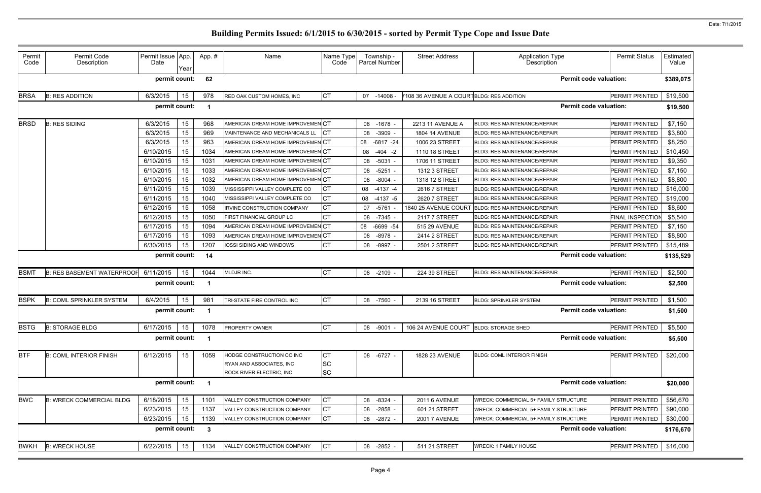# Building Permits Issued: 6/1/2015 to 6/30/2015 - sorted by Permit Type Cope and Issue Date

Date: 7/1/2015

| Permit Code | Permit Code Description | Permit Issue Date | App. Year | App. # | Name | Name Type Code | Township - Parcel Number | Street Address | Application Type Description | Permit Status | Estimated Value |
|---|---|---|---|---|---|---|---|---|---|---|---|
| | | **permit count:** | | **62** | | | | | **Permit code valuation:** | | **$389,075** |
| BRSA | B: RES ADDITION | 6/3/2015 | 15 | 978 | RED OAK CUSTOM HOMES, INC | CT | 07 -14008 - | 7108 36 AVENUE A COURT | BLDG: RES ADDITION | PERMIT PRINTED | $19,500 |
| | | **permit count:** | | **1** | | | | | **Permit code valuation:** | | **$19,500** |
| BRSD | B: RES SIDING | 6/3/2015 | 15 | 968 | AMERICAN DREAM HOME IMPROVEMEN | CT | 08 -1678 - | 2213 11 AVENUE A | BLDG: RES MAINTENANCE/REPAIR | PERMIT PRINTED | $7,150 |
| | | 6/3/2015 | 15 | 969 | MAINTENANCE AND MECHANICALS LL | CT | 08 -3909 - | 1804 14 AVENUE | BLDG: RES MAINTENANCE/REPAIR | PERMIT PRINTED | $3,800 |
| | | 6/3/2015 | 15 | 963 | AMERICAN DREAM HOME IMPROVEMEN | CT | 08 -6817 -24 | 1006 23 STREET | BLDG: RES MAINTENANCE/REPAIR | PERMIT PRINTED | $8,250 |
| | | 6/10/2015 | 15 | 1034 | AMERICAN DREAM HOME IMPROVEMEN | CT | 08 -404 -2 | 1110 18 STREET | BLDG: RES MAINTENANCE/REPAIR | PERMIT PRINTED | $10,450 |
| | | 6/10/2015 | 15 | 1031 | AMERICAN DREAM HOME IMPROVEMEN | CT | 08 -5031 - | 1706 11 STREET | BLDG: RES MAINTENANCE/REPAIR | PERMIT PRINTED | $9,350 |
| | | 6/10/2015 | 15 | 1033 | AMERICAN DREAM HOME IMPROVEMEN | CT | 08 -5251 - | 1312 3 STREET | BLDG: RES MAINTENANCE/REPAIR | PERMIT PRINTED | $7,150 |
| | | 6/10/2015 | 15 | 1032 | AMERICAN DREAM HOME IMPROVEMEN | CT | 08 -8004 - | 1318 12 STREET | BLDG: RES MAINTENANCE/REPAIR | PERMIT PRINTED | $8,800 |
| | | 6/11/2015 | 15 | 1039 | MISSISSIPPI VALLEY COMPLETE CO | CT | 08 -4137 -4 | 2616 7 STREET | BLDG: RES MAINTENANCE/REPAIR | PERMIT PRINTED | $16,000 |
| | | 6/11/2015 | 15 | 1040 | MISSISSIPPI VALLEY COMPLETE CO | CT | 08 -4137 -5 | 2620 7 STREET | BLDG: RES MAINTENANCE/REPAIR | PERMIT PRINTED | $19,000 |
| | | 6/12/2015 | 15 | 1058 | IRVINE CONSTRUCTION COMPANY | CT | 07 -5761 - | 1840 25 AVENUE COURT | BLDG: RES MAINTENANCE/REPAIR | PERMIT PRINTED | $8,600 |
| | | 6/12/2015 | 15 | 1050 | FIRST FINANCIAL GROUP LC | CT | 08 -7345 - | 2117 7 STREET | BLDG: RES MAINTENANCE/REPAIR | FINAL INSPECTION | $5,540 |
| | | 6/17/2015 | 15 | 1094 | AMERICAN DREAM HOME IMPROVEMEN | CT | 08 -6699 -54 | 515 29 AVENUE | BLDG: RES MAINTENANCE/REPAIR | PERMIT PRINTED | $7,150 |
| | | 6/17/2015 | 15 | 1093 | AMERICAN DREAM HOME IMPROVEMEN | CT | 08 -8978 - | 2414 2 STREET | BLDG: RES MAINTENANCE/REPAIR | PERMIT PRINTED | $8,800 |
| | | 6/30/2015 | 15 | 1207 | IOSSI SIDING AND WINDOWS | CT | 08 -8997 - | 2501 2 STREET | BLDG: RES MAINTENANCE/REPAIR | PERMIT PRINTED | $15,489 |
| | | **permit count:** | | **14** | | | | | **Permit code valuation:** | | **$135,529** |
| BSMT | B: RES BASEMENT WATERPROOF | 6/11/2015 | 15 | 1044 | MLDJR INC. | CT | 08 -2109 - | 224 39 STREET | BLDG: RES MAINTENANCE/REPAIR | PERMIT PRINTED | $2,500 |
| | | **permit count:** | | **1** | | | | | **Permit code valuation:** | | **$2,500** |
| BSPK | B: COML SPRINKLER SYSTEM | 6/4/2015 | 15 | 981 | TRI-STATE FIRE CONTROL INC | CT | 08 -7560 - | 2139 16 STREET | BLDG: SPRINKLER SYSTEM | PERMIT PRINTED | $1,500 |
| | | **permit count:** | | **1** | | | | | **Permit code valuation:** | | **$1,500** |
| BSTG | B: STORAGE BLDG | 6/17/2015 | 15 | 1078 | PROPERTY OWNER | CT | 08 -9001 - | 106 24 AVENUE COURT | BLDG: STORAGE SHED | PERMIT PRINTED | $5,500 |
| | | **permit count:** | | **1** | | | | | **Permit code valuation:** | | **$5,500** |
| BTF | B: COML INTERIOR FINISH | 6/12/2015 | 15 | 1059 | HODGE CONSTRUCTION CO INC | CT | 08 -6727 - | 1828 23 AVENUE | BLDG: COML INTERIOR FINISH | PERMIT PRINTED | $20,000 |
| | | | | | RYAN AND ASSOCIATES, INC | SC | | | | | |
| | | | | | ROCK RIVER ELECTRIC, INC | SC | | | | | |
| | | **permit count:** | | **1** | | | | | **Permit code valuation:** | | **$20,000** |
| BWC | B: WRECK COMMERCIAL BLDG | 6/18/2015 | 15 | 1101 | VALLEY CONSTRUCTION COMPANY | CT | 08 -8324 - | 2011 6 AVENUE | WRECK: COMMERCIAL 5+ FAMILY STRUCTURE | PERMIT PRINTED | $56,670 |
| | | 6/23/2015 | 15 | 1137 | VALLEY CONSTRUCTION COMPANY | CT | 08 -2858 - | 601 21 STREET | WRECK: COMMERCIAL 5+ FAMILY STRUCTURE | PERMIT PRINTED | $90,000 |
| | | 6/23/2015 | 15 | 1139 | VALLEY CONSTRUCTION COMPANY | CT | 08 -2872 - | 2001 7 AVENUE | WRECK: COMMERCIAL 5+ FAMILY STRUCTURE | PERMIT PRINTED | $30,000 |
| | | **permit count:** | | **3** | | | | | **Permit code valuation:** | | **$176,670** |
| BWKH | B: WRECK HOUSE | 6/22/2015 | 15 | 1134 | VALLEY CONSTRUCTION COMPANY | CT | 08 -2852 - | 511 21 STREET | WRECK: 1 FAMILY HOUSE | PERMIT PRINTED | $16,000 |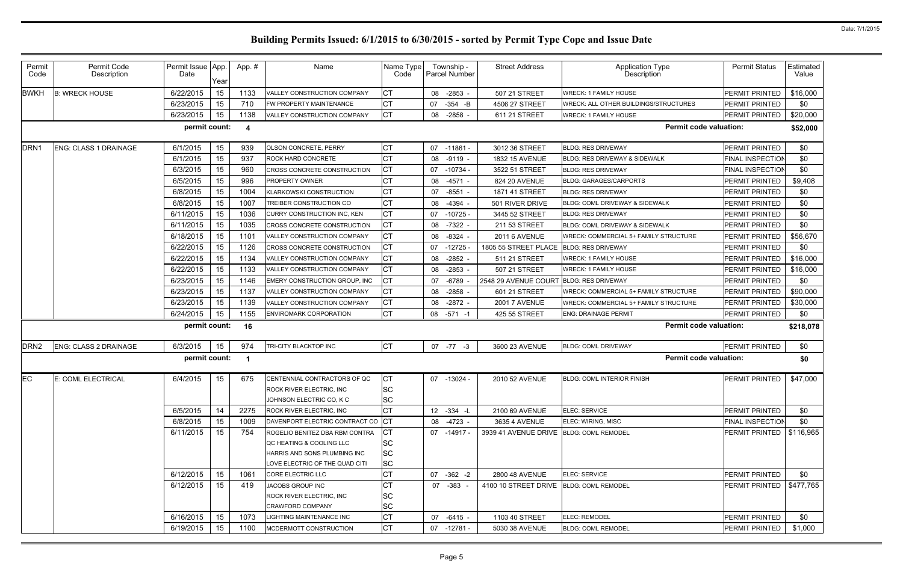# Building Permits Issued: 6/1/2015 to 6/30/2015 - sorted by Permit Type Cope and Issue Date

| Permit Code | Permit Code Description | Permit Issue Date | App. Year | App. # | Name | Name Type Code | Township - Parcel Number | Street Address | Application Type Description | Permit Status | Estimated Value |
|---|---|---|---|---|---|---|---|---|---|---|---|
| BWKH | B: WRECK HOUSE | 6/22/2015 | 15 | 1133 | VALLEY CONSTRUCTION COMPANY | CT | 08 -2853 - | 507 21 STREET | WRECK: 1 FAMILY HOUSE | PERMIT PRINTED | $16,000 |
| | | 6/23/2015 | 15 | 710 | FW PROPERTY MAINTENANCE | CT | 07 -354 -B | 4506 27 STREET | WRECK: ALL OTHER BUILDINGS/STRUCTURES | PERMIT PRINTED | $0 |
| | | 6/23/2015 | 15 | 1138 | VALLEY CONSTRUCTION COMPANY | CT | 08 -2858 - | 611 21 STREET | WRECK: 1 FAMILY HOUSE | PERMIT PRINTED | $20,000 |
| | | permit count: | | 4 | | | | | Permit code valuation: | | $52,000 |
| DRN1 | ENG: CLASS 1 DRAINAGE | 6/1/2015 | 15 | 939 | OLSON CONCRETE, PERRY | CT | 07 -11861 - | 3012 36 STREET | BLDG: RES DRIVEWAY | PERMIT PRINTED | $0 |
| | | 6/1/2015 | 15 | 937 | ROCK HARD CONCRETE | CT | 08 -9119 - | 1832 15 AVENUE | BLDG: RES DRIVEWAY & SIDEWALK | FINAL INSPECTION | $0 |
| | | 6/3/2015 | 15 | 960 | CROSS CONCRETE CONSTRUCTION | CT | 07 -10734 - | 3522 51 STREET | BLDG: RES DRIVEWAY | FINAL INSPECTION | $0 |
| | | 6/5/2015 | 15 | 996 | PROPERTY OWNER | CT | 08 -4571 - | 824 20 AVENUE | BLDG: GARAGES/CARPORTS | PERMIT PRINTED | $9,408 |
| | | 6/8/2015 | 15 | 1004 | KLARKOWSKI CONSTRUCTION | CT | 07 -8551 - | 1871 41 STREET | BLDG: RES DRIVEWAY | PERMIT PRINTED | $0 |
| | | 6/8/2015 | 15 | 1007 | TREIBER CONSTRUCTION CO | CT | 08 -4394 - | 501 RIVER DRIVE | BLDG: COML DRIVEWAY & SIDEWALK | PERMIT PRINTED | $0 |
| | | 6/11/2015 | 15 | 1036 | CURRY CONSTRUCTION INC, KEN | CT | 07 -10725 - | 3445 52 STREET | BLDG: RES DRIVEWAY | PERMIT PRINTED | $0 |
| | | 6/11/2015 | 15 | 1035 | CROSS CONCRETE CONSTRUCTION | CT | 08 -7322 - | 211 53 STREET | BLDG: COML DRIVEWAY & SIDEWALK | PERMIT PRINTED | $0 |
| | | 6/18/2015 | 15 | 1101 | VALLEY CONSTRUCTION COMPANY | CT | 08 -8324 - | 2011 6 AVENUE | WRECK: COMMERCIAL 5+ FAMILY STRUCTURE | PERMIT PRINTED | $56,670 |
| | | 6/22/2015 | 15 | 1126 | CROSS CONCRETE CONSTRUCTION | CT | 07 -12725 - | 1805 55 STREET PLACE | BLDG: RES DRIVEWAY | PERMIT PRINTED | $0 |
| | | 6/22/2015 | 15 | 1134 | VALLEY CONSTRUCTION COMPANY | CT | 08 -2852 - | 511 21 STREET | WRECK: 1 FAMILY HOUSE | PERMIT PRINTED | $16,000 |
| | | 6/22/2015 | 15 | 1133 | VALLEY CONSTRUCTION COMPANY | CT | 08 -2853 - | 507 21 STREET | WRECK: 1 FAMILY HOUSE | PERMIT PRINTED | $16,000 |
| | | 6/23/2015 | 15 | 1146 | EMERY CONSTRUCTION GROUP, INC | CT | 07 -6789 - | 2548 29 AVENUE COURT | BLDG: RES DRIVEWAY | PERMIT PRINTED | $0 |
| | | 6/23/2015 | 15 | 1137 | VALLEY CONSTRUCTION COMPANY | CT | 08 -2858 - | 601 21 STREET | WRECK: COMMERCIAL 5+ FAMILY STRUCTURE | PERMIT PRINTED | $90,000 |
| | | 6/23/2015 | 15 | 1139 | VALLEY CONSTRUCTION COMPANY | CT | 08 -2872 - | 2001 7 AVENUE | WRECK: COMMERCIAL 5+ FAMILY STRUCTURE | PERMIT PRINTED | $30,000 |
| | | 6/24/2015 | 15 | 1155 | ENVIROMARK CORPORATION | CT | 08 -571 -1 | 425 55 STREET | ENG: DRAINAGE PERMIT | PERMIT PRINTED | $0 |
| | | permit count: | | 16 | | | | | Permit code valuation: | | $218,078 |
| DRN2 | ENG: CLASS 2 DRAINAGE | 6/3/2015 | 15 | 974 | TRI-CITY BLACKTOP INC | CT | 07 -77 -3 | 3600 23 AVENUE | BLDG: COML DRIVEWAY | PERMIT PRINTED | $0 |
| | | permit count: | | 1 | | | | | Permit code valuation: | | $0 |
| EC | E: COML ELECTRICAL | 6/4/2015 | 15 | 675 | CENTENNIAL CONTRACTORS OF QC | CT | 07 -13024 - | 2010 52 AVENUE | BLDG: COML INTERIOR FINISH | PERMIT PRINTED | $47,000 |
| | | | | | ROCK RIVER ELECTRIC, INC | SC | | | | | |
| | | | | | JOHNSON ELECTRIC CO, K C | SC | | | | | |
| | | 6/5/2015 | 14 | 2275 | ROCK RIVER ELECTRIC, INC | CT | 12 -334 -L | 2100 69 AVENUE | ELEC: SERVICE | PERMIT PRINTED | $0 |
| | | 6/8/2015 | 15 | 1009 | DAVENPORT ELECTRIC CONTRACT CO | CT | 08 -4723 - | 3635 4 AVENUE | ELEC: WIRING, MISC | FINAL INSPECTION | $0 |
| | | 6/11/2015 | 15 | 754 | ROGELIO BENITEZ DBA RBM CONTRA | CT | 07 -14917 - | 3939 41 AVENUE DRIVE | BLDG: COML REMODEL | PERMIT PRINTED | $116,965 |
| | | | | | QC HEATING & COOLING LLC | SC | | | | | |
| | | | | | HARRIS AND SONS PLUMBING INC | SC | | | | | |
| | | | | | LOVE ELECTRIC OF THE QUAD CITI | SC | | | | | |
| | | 6/12/2015 | 15 | 1061 | CORE ELECTRIC LLC | CT | 07 -362 -2 | 2800 48 AVENUE | ELEC: SERVICE | PERMIT PRINTED | $0 |
| | | 6/12/2015 | 15 | 419 | JACOBS GROUP INC | CT | 07 -383 - | 4100 10 STREET DRIVE | BLDG: COML REMODEL | PERMIT PRINTED | $477,765 |
| | | | | | ROCK RIVER ELECTRIC, INC | SC | | | | | |
| | | | | | CRAWFORD COMPANY | SC | | | | | |
| | | 6/16/2015 | 15 | 1073 | LIGHTING MAINTENANCE INC | CT | 07 -6415 - | 1103 40 STREET | ELEC: REMODEL | PERMIT PRINTED | $0 |
| | | 6/19/2015 | 15 | 1100 | MCDERMOTT CONSTRUCTION | CT | 07 -12781 - | 5030 38 AVENUE | BLDG: COML REMODEL | PERMIT PRINTED | $1,000 |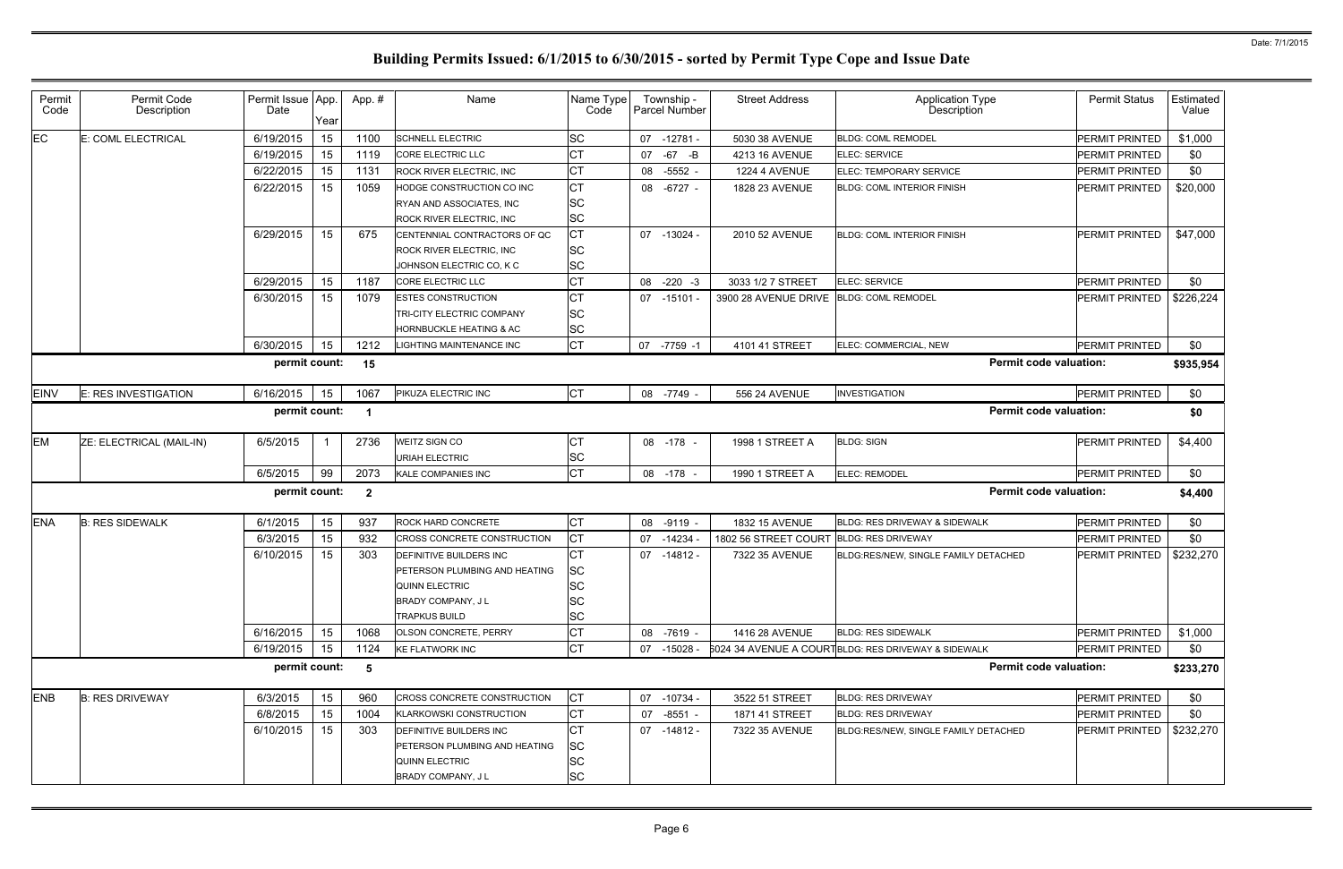# Building Permits Issued: 6/1/2015 to 6/30/2015 - sorted by Permit Type Cope and Issue Date

| Permit Code | Permit Code Description | Permit Issue Date | App. Year | App. # | Name | Name Type Code | Township - Parcel Number | Street Address | Application Type Description | Permit Status | Estimated Value |
|---|---|---|---|---|---|---|---|---|---|---|---|
| EC | E: COML ELECTRICAL | 6/19/2015 | 15 | 1100 | SCHNELL ELECTRIC | SC | 07 -12781 - | 5030 38 AVENUE | BLDG: COML REMODEL | PERMIT PRINTED | $1,000 |
| | | 6/19/2015 | 15 | 1119 | CORE ELECTRIC LLC | CT | 07 -67 -B | 4213 16 AVENUE | ELEC: SERVICE | PERMIT PRINTED | $0 |
| | | 6/22/2015 | 15 | 1131 | ROCK RIVER ELECTRIC, INC | CT | 08 -5552 - | 1224 4 AVENUE | ELEC: TEMPORARY SERVICE | PERMIT PRINTED | $0 |
| | | 6/22/2015 | 15 | 1059 | HODGE CONSTRUCTION CO INC | CT | 08 -6727 - | 1828 23 AVENUE | BLDG: COML INTERIOR FINISH | PERMIT PRINTED | $20,000 |
| | | | | | RYAN AND ASSOCIATES, INC | SC | | | | | |
| | | | | | ROCK RIVER ELECTRIC, INC | SC | | | | | |
| | | 6/29/2015 | 15 | 675 | CENTENNIAL CONTRACTORS OF QC | CT | 07 -13024 - | 2010 52 AVENUE | BLDG: COML INTERIOR FINISH | PERMIT PRINTED | $47,000 |
| | | | | | ROCK RIVER ELECTRIC, INC | SC | | | | | |
| | | | | | JOHNSON ELECTRIC CO, K C | SC | | | | | |
| | | 6/29/2015 | 15 | 1187 | CORE ELECTRIC LLC | CT | 08 -220 -3 | 3033 1/2 7 STREET | ELEC: SERVICE | PERMIT PRINTED | $0 |
| | | 6/30/2015 | 15 | 1079 | ESTES CONSTRUCTION | CT | 07 -15101 - | 3900 28 AVENUE DRIVE | BLDG: COML REMODEL | PERMIT PRINTED | $226,224 |
| | | | | | TRI-CITY ELECTRIC COMPANY | SC | | | | | |
| | | | | | HORNBUCKLE HEATING & AC | SC | | | | | |
| | | 6/30/2015 | 15 | 1212 | LIGHTING MAINTENANCE INC | CT | 07 -7759 -1 | 4101 41 STREET | ELEC: COMMERCIAL, NEW | PERMIT PRINTED | $0 |
| | | **permit count:** | | **15** | | | | | **Permit code valuation:** | | **$935,954** |
| EINV | E: RES INVESTIGATION | 6/16/2015 | 15 | 1067 | PIKUZA ELECTRIC INC | CT | 08 -7749 - | 556 24 AVENUE | INVESTIGATION | PERMIT PRINTED | $0 |
| | | **permit count:** | | **1** | | | | | **Permit code valuation:** | | **$0** |
| EM | ZE: ELECTRICAL (MAIL-IN) | 6/5/2015 | 1 | 2736 | WEITZ SIGN CO | CT | 08 -178 - | 1998 1 STREET A | BLDG: SIGN | PERMIT PRINTED | $4,400 |
| | | | | | URIAH ELECTRIC | SC | | | | | |
| | | 6/5/2015 | 99 | 2073 | KALE COMPANIES INC | CT | 08 -178 - | 1990 1 STREET A | ELEC: REMODEL | PERMIT PRINTED | $0 |
| | | **permit count:** | | **2** | | | | | **Permit code valuation:** | | **$4,400** |
| ENA | B: RES SIDEWALK | 6/1/2015 | 15 | 937 | ROCK HARD CONCRETE | CT | 08 -9119 - | 1832 15 AVENUE | BLDG: RES DRIVEWAY & SIDEWALK | PERMIT PRINTED | $0 |
| | | 6/3/2015 | 15 | 932 | CROSS CONCRETE CONSTRUCTION | CT | 07 -14234 - | 1802 56 STREET COURT | BLDG: RES DRIVEWAY | PERMIT PRINTED | $0 |
| | | 6/10/2015 | 15 | 303 | DEFINITIVE BUILDERS INC | CT | 07 -14812 - | 7322 35 AVENUE | BLDG:RES/NEW, SINGLE FAMILY DETACHED | PERMIT PRINTED | $232,270 |
| | | | | | PETERSON PLUMBING AND HEATING | SC | | | | | |
| | | | | | QUINN ELECTRIC | SC | | | | | |
| | | | | | BRADY COMPANY, J L | SC | | | | | |
| | | | | | TRAPKUS BUILD | SC | | | | | |
| | | 6/16/2015 | 15 | 1068 | OLSON CONCRETE, PERRY | CT | 08 -7619 - | 1416 28 AVENUE | BLDG: RES SIDEWALK | PERMIT PRINTED | $1,000 |
| | | 6/19/2015 | 15 | 1124 | KE FLATWORK INC | CT | 07 -15028 - | 6024 34 AVENUE A COURT | BLDG: RES DRIVEWAY & SIDEWALK | PERMIT PRINTED | $0 |
| | | **permit count:** | | **5** | | | | | **Permit code valuation:** | | **$233,270** |
| ENB | B: RES DRIVEWAY | 6/3/2015 | 15 | 960 | CROSS CONCRETE CONSTRUCTION | CT | 07 -10734 - | 3522 51 STREET | BLDG: RES DRIVEWAY | PERMIT PRINTED | $0 |
| | | 6/8/2015 | 15 | 1004 | KLARKOWSKI CONSTRUCTION | CT | 07 -8551 - | 1871 41 STREET | BLDG: RES DRIVEWAY | PERMIT PRINTED | $0 |
| | | 6/10/2015 | 15 | 303 | DEFINITIVE BUILDERS INC | CT | 07 -14812 - | 7322 35 AVENUE | BLDG:RES/NEW, SINGLE FAMILY DETACHED | PERMIT PRINTED | $232,270 |
| | | | | | PETERSON PLUMBING AND HEATING | SC | | | | | |
| | | | | | QUINN ELECTRIC | SC | | | | | |
| | | | | | BRADY COMPANY, J L | SC | | | | | |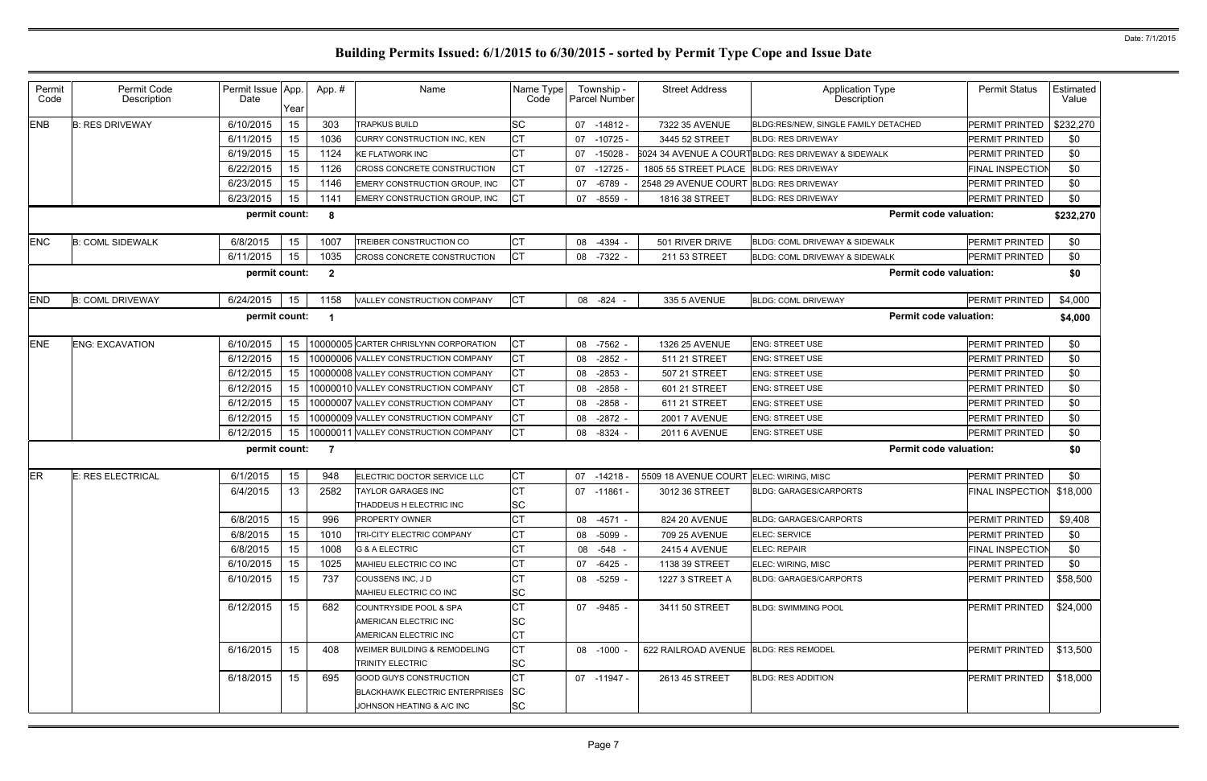# Building Permits Issued: 6/1/2015 to 6/30/2015 - sorted by Permit Type Cope and Issue Date

| Permit Code | Permit Code Description | Permit Issue Date | App. Year | App. # | Name | Name Type Code | Township - Parcel Number | Street Address | Application Type Description | Permit Status | Estimated Value |
|---|---|---|---|---|---|---|---|---|---|---|---|
| ENB | B: RES DRIVEWAY | 6/10/2015 | 15 | 303 | TRAPKUS BUILD | SC | 07 -14812 - | 7322 35 AVENUE | BLDG:RES/NEW, SINGLE FAMILY DETACHED | PERMIT PRINTED | $232,270 |
| | | 6/11/2015 | 15 | 1036 | CURRY CONSTRUCTION INC, KEN | CT | 07 -10725 - | 3445 52 STREET | BLDG: RES DRIVEWAY | PERMIT PRINTED | $0 |
| | | 6/19/2015 | 15 | 1124 | KE FLATWORK INC | CT | 07 -15028 - | 6024 34 AVENUE A COURT | BLDG: RES DRIVEWAY & SIDEWALK | PERMIT PRINTED | $0 |
| | | 6/22/2015 | 15 | 1126 | CROSS CONCRETE CONSTRUCTION | CT | 07 -12725 - | 1805 55 STREET PLACE | BLDG: RES DRIVEWAY | FINAL INSPECTION | $0 |
| | | 6/23/2015 | 15 | 1146 | EMERY CONSTRUCTION GROUP, INC | CT | 07 -6789 - | 2548 29 AVENUE COURT | BLDG: RES DRIVEWAY | PERMIT PRINTED | $0 |
| | | 6/23/2015 | 15 | 1141 | EMERY CONSTRUCTION GROUP, INC | CT | 07 -8559 - | 1816 38 STREET | BLDG: RES DRIVEWAY | PERMIT PRINTED | $0 |
| | | permit count: | | 8 | | | | | Permit code valuation: | | $232,270 |
| ENC | B: COML SIDEWALK | 6/8/2015 | 15 | 1007 | TREIBER CONSTRUCTION CO | CT | 08 -4394 - | 501 RIVER DRIVE | BLDG: COML DRIVEWAY & SIDEWALK | PERMIT PRINTED | $0 |
| | | 6/11/2015 | 15 | 1035 | CROSS CONCRETE CONSTRUCTION | CT | 08 -7322 - | 211 53 STREET | BLDG: COML DRIVEWAY & SIDEWALK | PERMIT PRINTED | $0 |
| | | permit count: | | 2 | | | | | Permit code valuation: | | $0 |
| END | B: COML DRIVEWAY | 6/24/2015 | 15 | 1158 | VALLEY CONSTRUCTION COMPANY | CT | 08 -824 - | 335 5 AVENUE | BLDG: COML DRIVEWAY | PERMIT PRINTED | $4,000 |
| | | permit count: | | 1 | | | | | Permit code valuation: | | $4,000 |
| ENE | ENG: EXCAVATION | 6/10/2015 | 15 | 10000005 | CARTER CHRISLYNN CORPORATION | CT | 08 -7562 - | 1326 25 AVENUE | ENG: STREET USE | PERMIT PRINTED | $0 |
| | | 6/12/2015 | 15 | 10000006 | VALLEY CONSTRUCTION COMPANY | CT | 08 -2852 - | 511 21 STREET | ENG: STREET USE | PERMIT PRINTED | $0 |
| | | 6/12/2015 | 15 | 10000008 | VALLEY CONSTRUCTION COMPANY | CT | 08 -2853 - | 507 21 STREET | ENG: STREET USE | PERMIT PRINTED | $0 |
| | | 6/12/2015 | 15 | 10000010 | VALLEY CONSTRUCTION COMPANY | CT | 08 -2858 - | 601 21 STREET | ENG: STREET USE | PERMIT PRINTED | $0 |
| | | 6/12/2015 | 15 | 10000007 | VALLEY CONSTRUCTION COMPANY | CT | 08 -2858 - | 611 21 STREET | ENG: STREET USE | PERMIT PRINTED | $0 |
| | | 6/12/2015 | 15 | 10000009 | VALLEY CONSTRUCTION COMPANY | CT | 08 -2872 - | 2001 7 AVENUE | ENG: STREET USE | PERMIT PRINTED | $0 |
| | | 6/12/2015 | 15 | 10000011 | VALLEY CONSTRUCTION COMPANY | CT | 08 -8324 - | 2011 6 AVENUE | ENG: STREET USE | PERMIT PRINTED | $0 |
| | | permit count: | | 7 | | | | | Permit code valuation: | | $0 |
| ER | E: RES ELECTRICAL | 6/1/2015 | 15 | 948 | ELECTRIC DOCTOR SERVICE LLC | CT | 07 -14218 - | 5509 18 AVENUE COURT | ELEC: WIRING, MISC | PERMIT PRINTED | $0 |
| | | 6/4/2015 | 13 | 2582 | TAYLOR GARAGES INC<br>THADDEUS H ELECTRIC INC | CT<br>SC | 07 -11861 - | 3012 36 STREET | BLDG: GARAGES/CARPORTS | FINAL INSPECTION | $18,000 |
| | | 6/8/2015 | 15 | 996 | PROPERTY OWNER | CT | 08 -4571 - | 824 20 AVENUE | BLDG: GARAGES/CARPORTS | PERMIT PRINTED | $9,408 |
| | | 6/8/2015 | 15 | 1010 | TRI-CITY ELECTRIC COMPANY | CT | 08 -5099 - | 709 25 AVENUE | ELEC: SERVICE | PERMIT PRINTED | $0 |
| | | 6/8/2015 | 15 | 1008 | G & A ELECTRIC | CT | 08 -548 - | 2415 4 AVENUE | ELEC: REPAIR | FINAL INSPECTION | $0 |
| | | 6/10/2015 | 15 | 1025 | MAHIEU ELECTRIC CO INC | CT | 07 -6425 - | 1138 39 STREET | ELEC: WIRING, MISC | PERMIT PRINTED | $0 |
| | | 6/10/2015 | 15 | 737 | COUSSENS INC, J D<br>MAHIEU ELECTRIC CO INC | CT<br>SC | 08 -5259 - | 1227 3 STREET A | BLDG: GARAGES/CARPORTS | PERMIT PRINTED | $58,500 |
| | | 6/12/2015 | 15 | 682 | COUNTRYSIDE POOL & SPA<br>AMERICAN ELECTRIC INC<br>AMERICAN ELECTRIC INC | CT<br>SC<br>CT | 07 -9485 - | 3411 50 STREET | BLDG: SWIMMING POOL | PERMIT PRINTED | $24,000 |
| | | 6/16/2015 | 15 | 408 | WEIMER BUILDING & REMODELING<br>TRINITY ELECTRIC | CT<br>SC | 08 -1000 - | 622 RAILROAD AVENUE | BLDG: RES REMODEL | PERMIT PRINTED | $13,500 |
| | | 6/18/2015 | 15 | 695 | GOOD GUYS CONSTRUCTION<br>BLACKHAWK ELECTRIC ENTERPRISES<br>JOHNSON HEATING & A/C INC | CT<br>SC<br>SC | 07 -11947 - | 2613 45 STREET | BLDG: RES ADDITION | PERMIT PRINTED | $18,000 |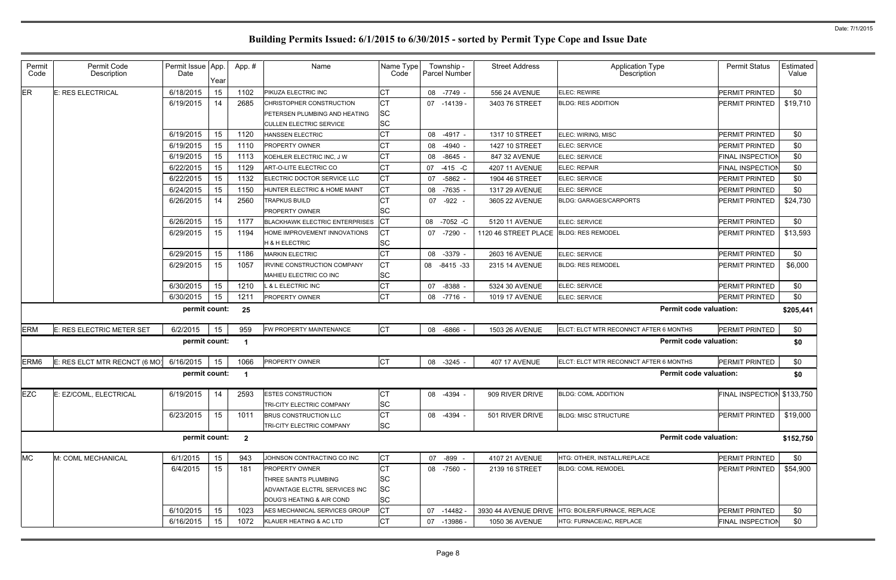# Building Permits Issued: 6/1/2015 to 6/30/2015 - sorted by Permit Type Cope and Issue Date

Date: 7/1/2015

| Permit Code | Permit Code Description | Permit Issue Date | App. Year | App. # | Name | Name Type Code | Township - Parcel Number | Street Address | Application Type Description | Permit Status | Estimated Value |
|---|---|---|---|---|---|---|---|---|---|---|---|
| ER | E: RES ELECTRICAL | 6/18/2015 | 15 | 1102 | PIKUZA ELECTRIC INC | CT | 08 -7749 - | 556 24 AVENUE | ELEC: REWIRE | PERMIT PRINTED | $0 |
| | | 6/19/2015 | 14 | 2685 | CHRISTOPHER CONSTRUCTION | CT | 07 -14139 - | 3403 76 STREET | BLDG: RES ADDITION | PERMIT PRINTED | $19,710 |
| | | | | | PETERSEN PLUMBING AND HEATING | SC | | | | | |
| | | | | | CULLEN ELECTRIC SERVICE | SC | | | | | |
| | | 6/19/2015 | 15 | 1120 | HANSSEN ELECTRIC | CT | 08 -4917 - | 1317 10 STREET | ELEC: WIRING, MISC | PERMIT PRINTED | $0 |
| | | 6/19/2015 | 15 | 1110 | PROPERTY OWNER | CT | 08 -4940 - | 1427 10 STREET | ELEC: SERVICE | PERMIT PRINTED | $0 |
| | | 6/19/2015 | 15 | 1113 | KOEHLER ELECTRIC INC, J W | CT | 08 -8645 - | 847 32 AVENUE | ELEC: SERVICE | FINAL INSPECTION | $0 |
| | | 6/22/2015 | 15 | 1129 | ART-O-LITE ELECTRIC CO | CT | 07 -415 -C | 4207 11 AVENUE | ELEC: REPAIR | FINAL INSPECTION | $0 |
| | | 6/22/2015 | 15 | 1132 | ELECTRIC DOCTOR SERVICE LLC | CT | 07 -5862 - | 1904 46 STREET | ELEC: SERVICE | PERMIT PRINTED | $0 |
| | | 6/24/2015 | 15 | 1150 | HUNTER ELECTRIC & HOME MAINT | CT | 08 -7635 - | 1317 29 AVENUE | ELEC: SERVICE | PERMIT PRINTED | $0 |
| | | 6/26/2015 | 14 | 2560 | TRAPKUS BUILD | CT | 07 -922 - | 3605 22 AVENUE | BLDG: GARAGES/CARPORTS | PERMIT PRINTED | $24,730 |
| | | | | | PROPERTY OWNER | SC | | | | | |
| | | 6/26/2015 | 15 | 1177 | BLACKHAWK ELECTRIC ENTERPRISES | CT | 08 -7052 -C | 5120 11 AVENUE | ELEC: SERVICE | PERMIT PRINTED | $0 |
| | | 6/29/2015 | 15 | 1194 | HOME IMPROVEMENT INNOVATIONS | CT | 07 -7290 - | 1120 46 STREET PLACE | BLDG: RES REMODEL | PERMIT PRINTED | $13,593 |
| | | | | | H & H ELECTRIC | SC | | | | | |
| | | 6/29/2015 | 15 | 1186 | MARKIN ELECTRIC | CT | 08 -3379 - | 2603 16 AVENUE | ELEC: SERVICE | PERMIT PRINTED | $0 |
| | | 6/29/2015 | 15 | 1057 | IRVINE CONSTRUCTION COMPANY | CT | 08 -8415 -33 | 2315 14 AVENUE | BLDG: RES REMODEL | PERMIT PRINTED | $6,000 |
| | | | | | MAHIEU ELECTRIC CO INC | SC | | | | | |
| | | 6/30/2015 | 15 | 1210 | L & L ELECTRIC INC | CT | 07 -8388 - | 5324 30 AVENUE | ELEC: SERVICE | PERMIT PRINTED | $0 |
| | | 6/30/2015 | 15 | 1211 | PROPERTY OWNER | CT | 08 -7716 - | 1019 17 AVENUE | ELEC: SERVICE | PERMIT PRINTED | $0 |
| | | permit count: | | 25 | | | | | Permit code valuation: | | $205,441 |
| ERM | E: RES ELECTRIC METER SET | 6/2/2015 | 15 | 959 | FW PROPERTY MAINTENANCE | CT | 08 -6866 - | 1503 26 AVENUE | ELCT: ELCT MTR RECONNCT AFTER 6 MONTHS | PERMIT PRINTED | $0 |
| | | permit count: | | 1 | | | | | Permit code valuation: | | $0 |
| ERM6 | E: RES ELCT MTR RECNCT (6 MO) | 6/16/2015 | 15 | 1066 | PROPERTY OWNER | CT | 08 -3245 - | 407 17 AVENUE | ELCT: ELCT MTR RECONNCT AFTER 6 MONTHS | PERMIT PRINTED | $0 |
| | | permit count: | | 1 | | | | | Permit code valuation: | | $0 |
| EZC | E: EZ/COML, ELECTRICAL | 6/19/2015 | 14 | 2593 | ESTES CONSTRUCTION | CT | 08 -4394 - | 909 RIVER DRIVE | BLDG: COML ADDITION | FINAL INSPECTION | $133,750 |
| | | | | | TRI-CITY ELECTRIC COMPANY | SC | | | | | |
| | | 6/23/2015 | 15 | 1011 | BRUS CONSTRUCTION LLC | CT | 08 -4394 - | 501 RIVER DRIVE | BLDG: MISC STRUCTURE | PERMIT PRINTED | $19,000 |
| | | | | | TRI-CITY ELECTRIC COMPANY | SC | | | | | |
| | | permit count: | | 2 | | | | | Permit code valuation: | | $152,750 |
| MC | M: COML MECHANICAL | 6/1/2015 | 15 | 943 | JOHNSON CONTRACTING CO INC | CT | 07 -899 - | 4107 21 AVENUE | HTG: OTHER, INSTALL/REPLACE | PERMIT PRINTED | $0 |
| | | 6/4/2015 | 15 | 181 | PROPERTY OWNER | CT | 08 -7560 - | 2139 16 STREET | BLDG: COML REMODEL | PERMIT PRINTED | $54,900 |
| | | | | | THREE SAINTS PLUMBING | SC | | | | | |
| | | | | | ADVANTAGE ELCTRL SERVICES INC | SC | | | | | |
| | | | | | DOUG'S HEATING & AIR COND | SC | | | | | |
| | | 6/10/2015 | 15 | 1023 | AES MECHANICAL SERVICES GROUP | CT | 07 -14482 - | 3930 44 AVENUE DRIVE | HTG: BOILER/FURNACE, REPLACE | PERMIT PRINTED | $0 |
| | | 6/16/2015 | 15 | 1072 | KLAUER HEATING & AC LTD | CT | 07 -13986 - | 1050 36 AVENUE | HTG: FURNACE/AC, REPLACE | FINAL INSPECTION | $0 |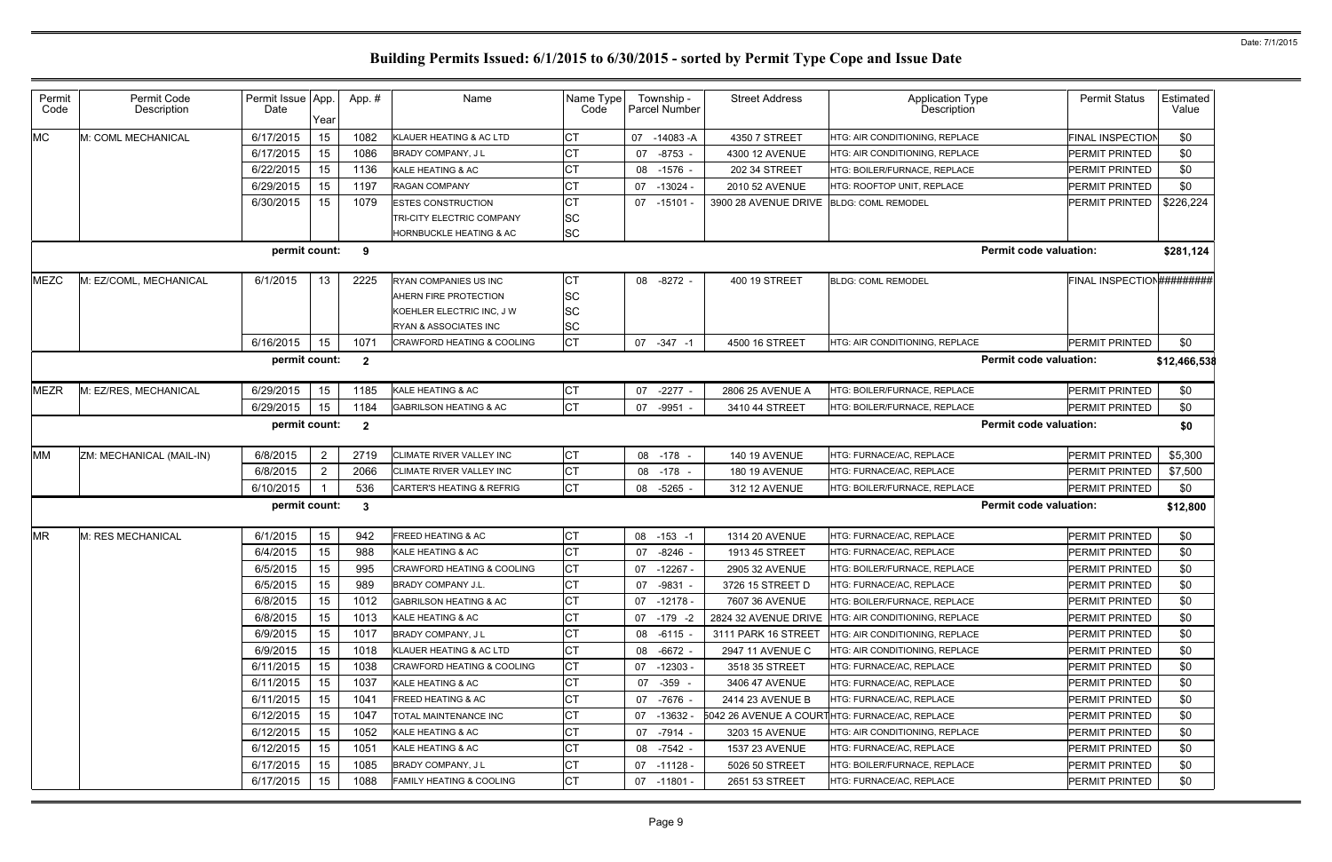# Building Permits Issued: 6/1/2015 to 6/30/2015 - sorted by Permit Type Cope and Issue Date

| Permit Code | Permit Code Description | Permit Issue Date | App. Year | App. # | Name | Name Type Code | Township - Parcel Number | Street Address | Application Type Description | Permit Status | Estimated Value |
|---|---|---|---|---|---|---|---|---|---|---|---|
| MC | M: COML MECHANICAL | 6/17/2015 | 15 | 1082 | KLAUER HEATING & AC LTD | CT | 07 -14083 -A | 4350 7 STREET | HTG: AIR CONDITIONING, REPLACE | FINAL INSPECTION | $0 |
| | | 6/17/2015 | 15 | 1086 | BRADY COMPANY, J L | CT | 07 -8753 - | 4300 12 AVENUE | HTG: AIR CONDITIONING, REPLACE | PERMIT PRINTED | $0 |
| | | 6/22/2015 | 15 | 1136 | KALE HEATING & AC | CT | 08 -1576 - | 202 34 STREET | HTG: BOILER/FURNACE, REPLACE | PERMIT PRINTED | $0 |
| | | 6/29/2015 | 15 | 1197 | RAGAN COMPANY | CT | 07 -13024 - | 2010 52 AVENUE | HTG: ROOFTOP UNIT, REPLACE | PERMIT PRINTED | $0 |
| | | 6/30/2015 | 15 | 1079 | ESTES CONSTRUCTION | CT | 07 -15101 - | 3900 28 AVENUE DRIVE | BLDG: COML REMODEL | PERMIT PRINTED | $226,224 |
| | | | | | TRI-CITY ELECTRIC COMPANY | SC | | | | | |
| | | | | | HORNBUCKLE HEATING & AC | SC | | | | | |
| | | **permit count:** | | **9** | | | | | **Permit code valuation:** | | **$281,124** |
| MEZC | M: EZ/COML, MECHANICAL | 6/1/2015 | 13 | 2225 | RYAN COMPANIES US INC | CT | 08 -8272 - | 400 19 STREET | BLDG: COML REMODEL | FINAL INSPECTION | ######### |
| | | | | | AHERN FIRE PROTECTION | SC | | | | | |
| | | | | | KOEHLER ELECTRIC INC, J W | SC | | | | | |
| | | | | | RYAN & ASSOCIATES INC | SC | | | | | |
| | | 6/16/2015 | 15 | 1071 | CRAWFORD HEATING & COOLING | CT | 07 -347 -1 | 4500 16 STREET | HTG: AIR CONDITIONING, REPLACE | PERMIT PRINTED | $0 |
| | | **permit count:** | | **2** | | | | | **Permit code valuation:** | | **$12,466,538** |
| MEZR | M: EZ/RES, MECHANICAL | 6/29/2015 | 15 | 1185 | KALE HEATING & AC | CT | 07 -2277 - | 2806 25 AVENUE A | HTG: BOILER/FURNACE, REPLACE | PERMIT PRINTED | $0 |
| | | 6/29/2015 | 15 | 1184 | GABRILSON HEATING & AC | CT | 07 -9951 - | 3410 44 STREET | HTG: BOILER/FURNACE, REPLACE | PERMIT PRINTED | $0 |
| | | **permit count:** | | **2** | | | | | **Permit code valuation:** | | **$0** |
| MM | ZM: MECHANICAL (MAIL-IN) | 6/8/2015 | 2 | 2719 | CLIMATE RIVER VALLEY INC | CT | 08 -178 - | 140 19 AVENUE | HTG: FURNACE/AC, REPLACE | PERMIT PRINTED | $5,300 |
| | | 6/8/2015 | 2 | 2066 | CLIMATE RIVER VALLEY INC | CT | 08 -178 - | 180 19 AVENUE | HTG: FURNACE/AC, REPLACE | PERMIT PRINTED | $7,500 |
| | | 6/10/2015 | 1 | 536 | CARTER'S HEATING & REFRIG | CT | 08 -5265 - | 312 12 AVENUE | HTG: BOILER/FURNACE, REPLACE | PERMIT PRINTED | $0 |
| | | **permit count:** | | **3** | | | | | **Permit code valuation:** | | **$12,800** |
| MR | M: RES MECHANICAL | 6/1/2015 | 15 | 942 | FREED HEATING & AC | CT | 08 -153 -1 | 1314 20 AVENUE | HTG: FURNACE/AC, REPLACE | PERMIT PRINTED | $0 |
| | | 6/4/2015 | 15 | 988 | KALE HEATING & AC | CT | 07 -8246 - | 1913 45 STREET | HTG: FURNACE/AC, REPLACE | PERMIT PRINTED | $0 |
| | | 6/5/2015 | 15 | 995 | CRAWFORD HEATING & COOLING | CT | 07 -12267 - | 2905 32 AVENUE | HTG: BOILER/FURNACE, REPLACE | PERMIT PRINTED | $0 |
| | | 6/5/2015 | 15 | 989 | BRADY COMPANY J.L. | CT | 07 -9831 - | 3726 15 STREET D | HTG: FURNACE/AC, REPLACE | PERMIT PRINTED | $0 |
| | | 6/8/2015 | 15 | 1012 | GABRILSON HEATING & AC | CT | 07 -12178 - | 7607 36 AVENUE | HTG: BOILER/FURNACE, REPLACE | PERMIT PRINTED | $0 |
| | | 6/8/2015 | 15 | 1013 | KALE HEATING & AC | CT | 07 -179 -2 | 2824 32 AVENUE DRIVE | HTG: AIR CONDITIONING, REPLACE | PERMIT PRINTED | $0 |
| | | 6/9/2015 | 15 | 1017 | BRADY COMPANY, J L | CT | 08 -6115 - | 3111 PARK 16 STREET | HTG: AIR CONDITIONING, REPLACE | PERMIT PRINTED | $0 |
| | | 6/9/2015 | 15 | 1018 | KLAUER HEATING & AC LTD | CT | 08 -6672 - | 2947 11 AVENUE C | HTG: AIR CONDITIONING, REPLACE | PERMIT PRINTED | $0 |
| | | 6/11/2015 | 15 | 1038 | CRAWFORD HEATING & COOLING | CT | 07 -12303 - | 3518 35 STREET | HTG: FURNACE/AC, REPLACE | PERMIT PRINTED | $0 |
| | | 6/11/2015 | 15 | 1037 | KALE HEATING & AC | CT | 07 -359 - | 3406 47 AVENUE | HTG: FURNACE/AC, REPLACE | PERMIT PRINTED | $0 |
| | | 6/11/2015 | 15 | 1041 | FREED HEATING & AC | CT | 07 -7676 - | 2414 23 AVENUE B | HTG: FURNACE/AC, REPLACE | PERMIT PRINTED | $0 |
| | | 6/12/2015 | 15 | 1047 | TOTAL MAINTENANCE INC | CT | 07 -13632 - | 5042 26 AVENUE A COURT | HTG: FURNACE/AC, REPLACE | PERMIT PRINTED | $0 |
| | | 6/12/2015 | 15 | 1052 | KALE HEATING & AC | CT | 07 -7914 - | 3203 15 AVENUE | HTG: AIR CONDITIONING, REPLACE | PERMIT PRINTED | $0 |
| | | 6/12/2015 | 15 | 1051 | KALE HEATING & AC | CT | 08 -7542 - | 1537 23 AVENUE | HTG: FURNACE/AC, REPLACE | PERMIT PRINTED | $0 |
| | | 6/17/2015 | 15 | 1085 | BRADY COMPANY, J L | CT | 07 -11128 - | 5026 50 STREET | HTG: BOILER/FURNACE, REPLACE | PERMIT PRINTED | $0 |
| | | 6/17/2015 | 15 | 1088 | FAMILY HEATING & COOLING | CT | 07 -11801 - | 2651 53 STREET | HTG: FURNACE/AC, REPLACE | PERMIT PRINTED | $0 |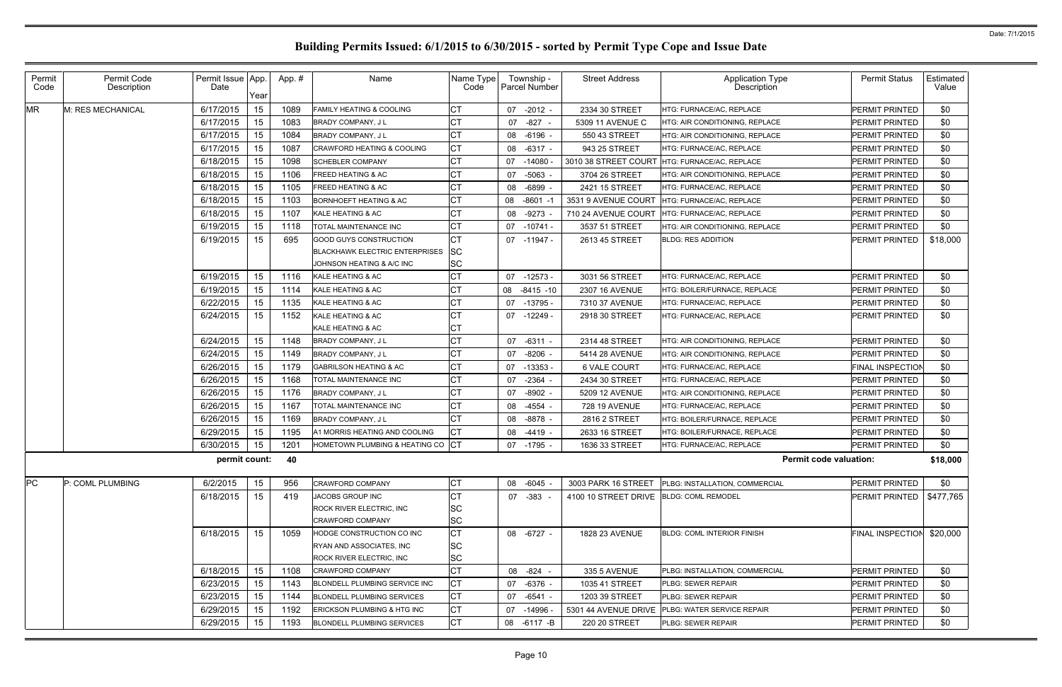# Building Permits Issued: 6/1/2015 to 6/30/2015 - sorted by Permit Type Cope and Issue Date

Date: 7/1/2015

| Permit Code | Permit Code Description | Permit Issue Date | App. Year | App. # | Name | Name Type Code | Township - Parcel Number | Street Address | Application Type Description | Permit Status | Estimated Value |
|---|---|---|---|---|---|---|---|---|---|---|---|
| MR | M: RES MECHANICAL | 6/17/2015 | 15 | 1089 | FAMILY HEATING & COOLING | CT | 07 -2012 - | 2334 30 STREET | HTG: FURNACE/AC, REPLACE | PERMIT PRINTED | $0 |
| | | 6/17/2015 | 15 | 1083 | BRADY COMPANY, J L | CT | 07 -827 - | 5309 11 AVENUE C | HTG: AIR CONDITIONING, REPLACE | PERMIT PRINTED | $0 |
| | | 6/17/2015 | 15 | 1084 | BRADY COMPANY, J L | CT | 08 -6196 - | 550 43 STREET | HTG: AIR CONDITIONING, REPLACE | PERMIT PRINTED | $0 |
| | | 6/17/2015 | 15 | 1087 | CRAWFORD HEATING & COOLING | CT | 08 -6317 - | 943 25 STREET | HTG: FURNACE/AC, REPLACE | PERMIT PRINTED | $0 |
| | | 6/18/2015 | 15 | 1098 | SCHEBLER COMPANY | CT | 07 -14080 - | 3010 38 STREET COURT | HTG: FURNACE/AC, REPLACE | PERMIT PRINTED | $0 |
| | | 6/18/2015 | 15 | 1106 | FREED HEATING & AC | CT | 07 -5063 - | 3704 26 STREET | HTG: AIR CONDITIONING, REPLACE | PERMIT PRINTED | $0 |
| | | 6/18/2015 | 15 | 1105 | FREED HEATING & AC | CT | 08 -6899 - | 2421 15 STREET | HTG: FURNACE/AC, REPLACE | PERMIT PRINTED | $0 |
| | | 6/18/2015 | 15 | 1103 | BORNHOEFT HEATING & AC | CT | 08 -8601 -1 | 3531 9 AVENUE COURT | HTG: FURNACE/AC, REPLACE | PERMIT PRINTED | $0 |
| | | 6/18/2015 | 15 | 1107 | KALE HEATING & AC | CT | 08 -9273 - | 710 24 AVENUE COURT | HTG: FURNACE/AC, REPLACE | PERMIT PRINTED | $0 |
| | | 6/19/2015 | 15 | 1118 | TOTAL MAINTENANCE INC | CT | 07 -10741 - | 3537 51 STREET | HTG: AIR CONDITIONING, REPLACE | PERMIT PRINTED | $0 |
| | | 6/19/2015 | 15 | 695 | GOOD GUYS CONSTRUCTION | CT | 07 -11947 - | 2613 45 STREET | BLDG: RES ADDITION | PERMIT PRINTED | $18,000 |
| | | | | | BLACKHAWK ELECTRIC ENTERPRISES | SC | | | | | |
| | | | | | JOHNSON HEATING & A/C INC | SC | | | | | |
| | | 6/19/2015 | 15 | 1116 | KALE HEATING & AC | CT | 07 -12573 - | 3031 56 STREET | HTG: FURNACE/AC, REPLACE | PERMIT PRINTED | $0 |
| | | 6/19/2015 | 15 | 1114 | KALE HEATING & AC | CT | 08 -8415 -10 | 2307 16 AVENUE | HTG: BOILER/FURNACE, REPLACE | PERMIT PRINTED | $0 |
| | | 6/22/2015 | 15 | 1135 | KALE HEATING & AC | CT | 07 -13795 - | 7310 37 AVENUE | HTG: FURNACE/AC, REPLACE | PERMIT PRINTED | $0 |
| | | 6/24/2015 | 15 | 1152 | KALE HEATING & AC | CT | 07 -12249 - | 2918 30 STREET | HTG: FURNACE/AC, REPLACE | PERMIT PRINTED | $0 |
| | | | | | KALE HEATING & AC | CT | | | | | |
| | | 6/24/2015 | 15 | 1148 | BRADY COMPANY, J L | CT | 07 -6311 - | 2314 48 STREET | HTG: AIR CONDITIONING, REPLACE | PERMIT PRINTED | $0 |
| | | 6/24/2015 | 15 | 1149 | BRADY COMPANY, J L | CT | 07 -8206 - | 5414 28 AVENUE | HTG: AIR CONDITIONING, REPLACE | PERMIT PRINTED | $0 |
| | | 6/26/2015 | 15 | 1179 | GABRILSON HEATING & AC | CT | 07 -13353 - | 6 VALE COURT | HTG: FURNACE/AC, REPLACE | FINAL INSPECTION | $0 |
| | | 6/26/2015 | 15 | 1168 | TOTAL MAINTENANCE INC | CT | 07 -2364 - | 2434 30 STREET | HTG: FURNACE/AC, REPLACE | PERMIT PRINTED | $0 |
| | | 6/26/2015 | 15 | 1176 | BRADY COMPANY, J L | CT | 07 -8902 - | 5209 12 AVENUE | HTG: AIR CONDITIONING, REPLACE | PERMIT PRINTED | $0 |
| | | 6/26/2015 | 15 | 1167 | TOTAL MAINTENANCE INC | CT | 08 -4554 - | 728 19 AVENUE | HTG: FURNACE/AC, REPLACE | PERMIT PRINTED | $0 |
| | | 6/26/2015 | 15 | 1169 | BRADY COMPANY, J L | CT | 08 -8878 - | 2816 2 STREET | HTG: BOILER/FURNACE, REPLACE | PERMIT PRINTED | $0 |
| | | 6/29/2015 | 15 | 1195 | A1 MORRIS HEATING AND COOLING | CT | 08 -4419 - | 2633 16 STREET | HTG: BOILER/FURNACE, REPLACE | PERMIT PRINTED | $0 |
| | | 6/30/2015 | 15 | 1201 | HOMETOWN PLUMBING & HEATING CO | CT | 07 -1795 - | 1636 33 STREET | HTG: FURNACE/AC, REPLACE | PERMIT PRINTED | $0 |
| | | **permit count:** | | **40** | | | | | **Permit code valuation:** | | **$18,000** |
| PC | P: COML PLUMBING | 6/2/2015 | 15 | 956 | CRAWFORD COMPANY | CT | 08 -6045 - | 3003 PARK 16 STREET | PLBG: INSTALLATION, COMMERCIAL | PERMIT PRINTED | $0 |
| | | 6/18/2015 | 15 | 419 | JACOBS GROUP INC | CT | 07 -383 - | 4100 10 STREET DRIVE | BLDG: COML REMODEL | PERMIT PRINTED | $477,765 |
| | | | | | ROCK RIVER ELECTRIC, INC | SC | | | | | |
| | | | | | CRAWFORD COMPANY | SC | | | | | |
| | | 6/18/2015 | 15 | 1059 | HODGE CONSTRUCTION CO INC | CT | 08 -6727 - | 1828 23 AVENUE | BLDG: COML INTERIOR FINISH | FINAL INSPECTION | $20,000 |
| | | | | | RYAN AND ASSOCIATES, INC | SC | | | | | |
| | | | | | ROCK RIVER ELECTRIC, INC | SC | | | | | |
| | | 6/18/2015 | 15 | 1108 | CRAWFORD COMPANY | CT | 08 -824 - | 335 5 AVENUE | PLBG: INSTALLATION, COMMERCIAL | PERMIT PRINTED | $0 |
| | | 6/23/2015 | 15 | 1143 | BLONDELL PLUMBING SERVICE INC | CT | 07 -6376 - | 1035 41 STREET | PLBG: SEWER REPAIR | PERMIT PRINTED | $0 |
| | | 6/23/2015 | 15 | 1144 | BLONDELL PLUMBING SERVICES | CT | 07 -6541 - | 1203 39 STREET | PLBG: SEWER REPAIR | PERMIT PRINTED | $0 |
| | | 6/29/2015 | 15 | 1192 | ERICKSON PLUMBING & HTG INC | CT | 07 -14996 - | 5301 44 AVENUE DRIVE | PLBG: WATER SERVICE REPAIR | PERMIT PRINTED | $0 |
| | | 6/29/2015 | 15 | 1193 | BLONDELL PLUMBING SERVICES | CT | 08 -6117 -B | 220 20 STREET | PLBG: SEWER REPAIR | PERMIT PRINTED | $0 |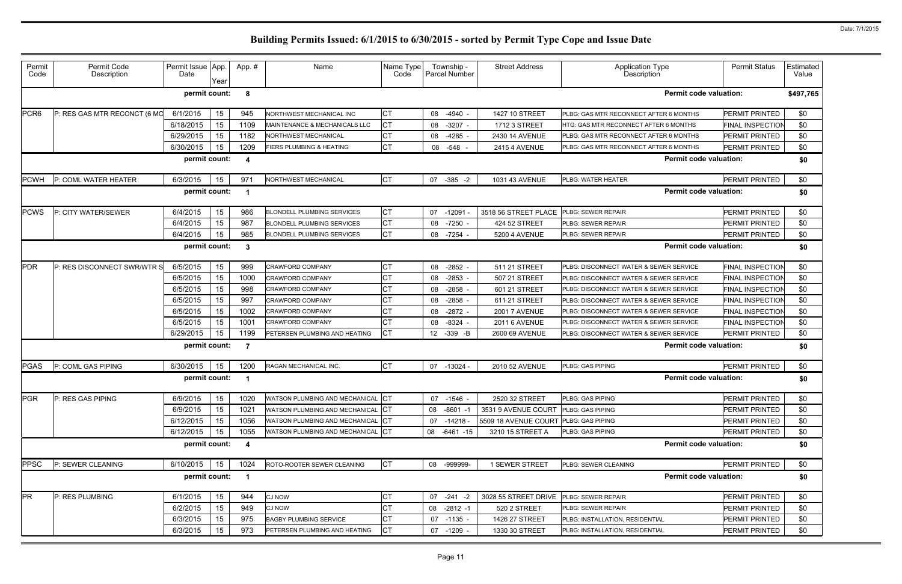# Building Permits Issued: 6/1/2015 to 6/30/2015 - sorted by Permit Type Cope and Issue Date

Date: 7/1/2015

| Permit Code | Permit Code Description | Permit Issue Date | App. Year | App. # | Name | Name Type Code | Township - Parcel Number | Street Address | Application Type Description | Permit Status | Estimated Value |
|---|---|---|---|---|---|---|---|---|---|---|---|
| | | **permit count:** | | **8** | | | | | **Permit code valuation:** | | **$497,765** |
| PCR6 | P: RES GAS MTR RECONCT (6 MO | 6/1/2015 | 15 | 945 | NORTHWEST MECHANICAL INC | CT | 08 -4940 - | 1427 10 STREET | PLBG: GAS MTR RECONNECT AFTER 6 MONTHS | PERMIT PRINTED | $0 |
| | | 6/18/2015 | 15 | 1109 | MAINTENANCE & MECHANICALS LLC | CT | 08 -3207 - | 1712 3 STREET | HTG: GAS MTR RECONNECT AFTER 6 MONTHS | FINAL INSPECTION | $0 |
| | | 6/29/2015 | 15 | 1182 | NORTHWEST MECHANICAL | CT | 08 -4285 - | 2430 14 AVENUE | PLBG: GAS MTR RECONNECT AFTER 6 MONTHS | PERMIT PRINTED | $0 |
| | | 6/30/2015 | 15 | 1209 | FIERS PLUMBING & HEATING | CT | 08 -548 - | 2415 4 AVENUE | PLBG: GAS MTR RECONNECT AFTER 6 MONTHS | PERMIT PRINTED | $0 |
| | | **permit count:** | | **4** | | | | | **Permit code valuation:** | | **$0** |
| PCWH | P: COML WATER HEATER | 6/3/2015 | 15 | 971 | NORTHWEST MECHANICAL | CT | 07 -385 -2 | 1031 43 AVENUE | PLBG: WATER HEATER | PERMIT PRINTED | $0 |
| | | **permit count:** | | **1** | | | | | **Permit code valuation:** | | **$0** |
| PCWS | P: CITY WATER/SEWER | 6/4/2015 | 15 | 986 | BLONDELL PLUMBING SERVICES | CT | 07 -12091 - | 3518 56 STREET PLACE | PLBG: SEWER REPAIR | PERMIT PRINTED | $0 |
| | | 6/4/2015 | 15 | 987 | BLONDELL PLUMBING SERVICES | CT | 08 -7250 - | 424 52 STREET | PLBG: SEWER REPAIR | PERMIT PRINTED | $0 |
| | | 6/4/2015 | 15 | 985 | BLONDELL PLUMBING SERVICES | CT | 08 -7254 - | 5200 4 AVENUE | PLBG: SEWER REPAIR | PERMIT PRINTED | $0 |
| | | **permit count:** | | **3** | | | | | **Permit code valuation:** | | **$0** |
| PDR | P: RES DISCONNECT SWR/WTR S | 6/5/2015 | 15 | 999 | CRAWFORD COMPANY | CT | 08 -2852 - | 511 21 STREET | PLBG: DISCONNECT WATER & SEWER SERVICE | FINAL INSPECTION | $0 |
| | | 6/5/2015 | 15 | 1000 | CRAWFORD COMPANY | CT | 08 -2853 - | 507 21 STREET | PLBG: DISCONNECT WATER & SEWER SERVICE | FINAL INSPECTION | $0 |
| | | 6/5/2015 | 15 | 998 | CRAWFORD COMPANY | CT | 08 -2858 - | 601 21 STREET | PLBG: DISCONNECT WATER & SEWER SERVICE | FINAL INSPECTION | $0 |
| | | 6/5/2015 | 15 | 997 | CRAWFORD COMPANY | CT | 08 -2858 - | 611 21 STREET | PLBG: DISCONNECT WATER & SEWER SERVICE | FINAL INSPECTION | $0 |
| | | 6/5/2015 | 15 | 1002 | CRAWFORD COMPANY | CT | 08 -2872 - | 2001 7 AVENUE | PLBG: DISCONNECT WATER & SEWER SERVICE | FINAL INSPECTION | $0 |
| | | 6/5/2015 | 15 | 1001 | CRAWFORD COMPANY | CT | 08 -8324 - | 2011 6 AVENUE | PLBG: DISCONNECT WATER & SEWER SERVICE | FINAL INSPECTION | $0 |
| | | 6/29/2015 | 15 | 1199 | PETERSEN PLUMBING AND HEATING | CT | 12 -339 -B | 2600 69 AVENUE | PLBG: DISCONNECT WATER & SEWER SERVICE | PERMIT PRINTED | $0 |
| | | **permit count:** | | **7** | | | | | **Permit code valuation:** | | **$0** |
| PGAS | P: COML GAS PIPING | 6/30/2015 | 15 | 1200 | RAGAN MECHANICAL INC. | CT | 07 -13024 - | 2010 52 AVENUE | PLBG: GAS PIPING | PERMIT PRINTED | $0 |
| | | **permit count:** | | **1** | | | | | **Permit code valuation:** | | **$0** |
| PGR | P: RES GAS PIPING | 6/9/2015 | 15 | 1020 | WATSON PLUMBING AND MECHANICAL | CT | 07 -1546 - | 2520 32 STREET | PLBG: GAS PIPING | PERMIT PRINTED | $0 |
| | | 6/9/2015 | 15 | 1021 | WATSON PLUMBING AND MECHANICAL | CT | 08 -8601 -1 | 3531 9 AVENUE COURT | PLBG: GAS PIPING | PERMIT PRINTED | $0 |
| | | 6/12/2015 | 15 | 1056 | WATSON PLUMBING AND MECHANICAL | CT | 07 -14218 - | 5509 18 AVENUE COURT | PLBG: GAS PIPING | PERMIT PRINTED | $0 |
| | | 6/12/2015 | 15 | 1055 | WATSON PLUMBING AND MECHANICAL | CT | 08 -6461 -15 | 3210 15 STREET A | PLBG: GAS PIPING | PERMIT PRINTED | $0 |
| | | **permit count:** | | **4** | | | | | **Permit code valuation:** | | **$0** |
| PPSC | P: SEWER CLEANING | 6/10/2015 | 15 | 1024 | ROTO-ROOTER SEWER CLEANING | CT | 08 -999999- | 1 SEWER STREET | PLBG: SEWER CLEANING | PERMIT PRINTED | $0 |
| | | **permit count:** | | **1** | | | | | **Permit code valuation:** | | **$0** |
| PR | P: RES PLUMBING | 6/1/2015 | 15 | 944 | CJ NOW | CT | 07 -241 -2 | 3028 55 STREET DRIVE | PLBG: SEWER REPAIR | PERMIT PRINTED | $0 |
| | | 6/2/2015 | 15 | 949 | CJ NOW | CT | 08 -2812 -1 | 520 2 STREET | PLBG: SEWER REPAIR | PERMIT PRINTED | $0 |
| | | 6/3/2015 | 15 | 975 | BAGBY PLUMBING SERVICE | CT | 07 -1135 - | 1426 27 STREET | PLBG: INSTALLATION, RESIDENTIAL | PERMIT PRINTED | $0 |
| | | 6/3/2015 | 15 | 973 | PETERSEN PLUMBING AND HEATING | CT | 07 -1209 - | 1330 30 STREET | PLBG: INSTALLATION, RESIDENTIAL | PERMIT PRINTED | $0 |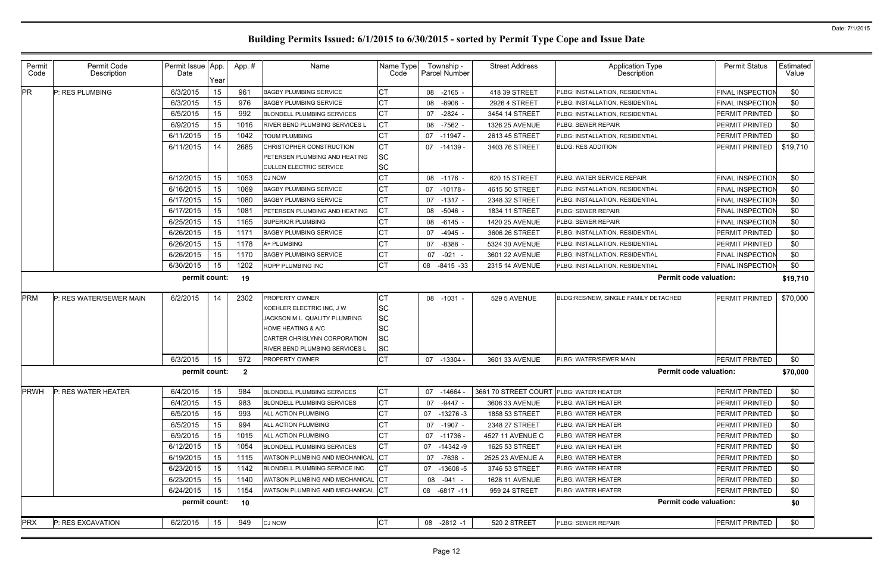# Building Permits Issued: 6/1/2015 to 6/30/2015 - sorted by Permit Type Cope and Issue Date

Date: 7/1/2015

| Permit Code | Permit Code Description | Permit Issue Date | App. Year | App. # | Name | Name Type Code | Township - Parcel Number | Street Address | Application Type Description | Permit Status | Estimated Value |
|---|---|---|---|---|---|---|---|---|---|---|---|
| PR | P: RES PLUMBING | 6/3/2015 | 15 | 961 | BAGBY PLUMBING SERVICE | CT | 08 -2165 - | 418 39 STREET | PLBG: INSTALLATION, RESIDENTIAL | FINAL INSPECTION | $0 |
| | | 6/3/2015 | 15 | 976 | BAGBY PLUMBING SERVICE | CT | 08 -8906 - | 2926 4 STREET | PLBG: INSTALLATION, RESIDENTIAL | FINAL INSPECTION | $0 |
| | | 6/5/2015 | 15 | 992 | BLONDELL PLUMBING SERVICES | CT | 07 -2824 - | 3454 14 STREET | PLBG: INSTALLATION, RESIDENTIAL | PERMIT PRINTED | $0 |
| | | 6/9/2015 | 15 | 1016 | RIVER BEND PLUMBING SERVICES L | CT | 08 -7562 - | 1326 25 AVENUE | PLBG: SEWER REPAIR | PERMIT PRINTED | $0 |
| | | 6/11/2015 | 15 | 1042 | TOUM PLUMBING | CT | 07 -11947 - | 2613 45 STREET | PLBG: INSTALLATION, RESIDENTIAL | PERMIT PRINTED | $0 |
| | | 6/11/2015 | 14 | 2685 | CHRISTOPHER CONSTRUCTION | CT | 07 -14139 - | 3403 76 STREET | BLDG: RES ADDITION | PERMIT PRINTED | $19,710 |
| | | | | | PETERSEN PLUMBING AND HEATING | SC | | | | | |
| | | | | | CULLEN ELECTRIC SERVICE | SC | | | | | |
| | | 6/12/2015 | 15 | 1053 | CJ NOW | CT | 08 -1176 - | 620 15 STREET | PLBG: WATER SERVICE REPAIR | FINAL INSPECTION | $0 |
| | | 6/16/2015 | 15 | 1069 | BAGBY PLUMBING SERVICE | CT | 07 -10178 - | 4615 50 STREET | PLBG: INSTALLATION, RESIDENTIAL | FINAL INSPECTION | $0 |
| | | 6/17/2015 | 15 | 1080 | BAGBY PLUMBING SERVICE | CT | 07 -1317 - | 2348 32 STREET | PLBG: INSTALLATION, RESIDENTIAL | FINAL INSPECTION | $0 |
| | | 6/17/2015 | 15 | 1081 | PETERSEN PLUMBING AND HEATING | CT | 08 -5046 - | 1834 11 STREET | PLBG: SEWER REPAIR | FINAL INSPECTION | $0 |
| | | 6/25/2015 | 15 | 1165 | SUPERIOR PLUMBING | CT | 08 -6145 - | 1420 25 AVENUE | PLBG: SEWER REPAIR | FINAL INSPECTION | $0 |
| | | 6/26/2015 | 15 | 1171 | BAGBY PLUMBING SERVICE | CT | 07 -4945 - | 3606 26 STREET | PLBG: INSTALLATION, RESIDENTIAL | PERMIT PRINTED | $0 |
| | | 6/26/2015 | 15 | 1178 | A+ PLUMBING | CT | 07 -8388 - | 5324 30 AVENUE | PLBG: INSTALLATION, RESIDENTIAL | PERMIT PRINTED | $0 |
| | | 6/26/2015 | 15 | 1170 | BAGBY PLUMBING SERVICE | CT | 07 -921 - | 3601 22 AVENUE | PLBG: INSTALLATION, RESIDENTIAL | FINAL INSPECTION | $0 |
| | | 6/30/2015 | 15 | 1202 | ROPP PLUMBING INC | CT | 08 -8415 -33 | 2315 14 AVENUE | PLBG: INSTALLATION, RESIDENTIAL | FINAL INSPECTION | $0 |
| | | permit count: | | 19 | | | | | Permit code valuation: | | $19,710 |
| PRM | P: RES WATER/SEWER MAIN | 6/2/2015 | 14 | 2302 | PROPERTY OWNER | CT | 08 -1031 - | 529 5 AVENUE | BLDG:RES/NEW, SINGLE FAMILY DETACHED | PERMIT PRINTED | $70,000 |
| | | | | | KOEHLER ELECTRIC INC, J W | SC | | | | | |
| | | | | | JACKSON M.L. QUALITY PLUMBING | SC | | | | | |
| | | | | | HOME HEATING & A/C | SC | | | | | |
| | | | | | CARTER CHRISLYNN CORPORATION | SC | | | | | |
| | | | | | RIVER BEND PLUMBING SERVICES L | SC | | | | | |
| | | 6/3/2015 | 15 | 972 | PROPERTY OWNER | CT | 07 -13304 - | 3601 33 AVENUE | PLBG: WATER/SEWER MAIN | PERMIT PRINTED | $0 |
| | | permit count: | | 2 | | | | | Permit code valuation: | | $70,000 |
| PRWH | P: RES WATER HEATER | 6/4/2015 | 15 | 984 | BLONDELL PLUMBING SERVICES | CT | 07 -14664 - | 3661 70 STREET COURT | PLBG: WATER HEATER | PERMIT PRINTED | $0 |
| | | 6/4/2015 | 15 | 983 | BLONDELL PLUMBING SERVICES | CT | 07 -9447 - | 3606 33 AVENUE | PLBG: WATER HEATER | PERMIT PRINTED | $0 |
| | | 6/5/2015 | 15 | 993 | ALL ACTION PLUMBING | CT | 07 -13276 -3 | 1858 53 STREET | PLBG: WATER HEATER | PERMIT PRINTED | $0 |
| | | 6/5/2015 | 15 | 994 | ALL ACTION PLUMBING | CT | 07 -1907 - | 2348 27 STREET | PLBG: WATER HEATER | PERMIT PRINTED | $0 |
| | | 6/9/2015 | 15 | 1015 | ALL ACTION PLUMBING | CT | 07 -11736 - | 4527 11 AVENUE C | PLBG: WATER HEATER | PERMIT PRINTED | $0 |
| | | 6/12/2015 | 15 | 1054 | BLONDELL PLUMBING SERVICES | CT | 07 -14342 -9 | 1625 53 STREET | PLBG: WATER HEATER | PERMIT PRINTED | $0 |
| | | 6/19/2015 | 15 | 1115 | WATSON PLUMBING AND MECHANICAL | CT | 07 -7638 - | 2525 23 AVENUE A | PLBG: WATER HEATER | PERMIT PRINTED | $0 |
| | | 6/23/2015 | 15 | 1142 | BLONDELL PLUMBING SERVICE INC | CT | 07 -13608 -5 | 3746 53 STREET | PLBG: WATER HEATER | PERMIT PRINTED | $0 |
| | | 6/23/2015 | 15 | 1140 | WATSON PLUMBING AND MECHANICAL | CT | 08 -941 - | 1628 11 AVENUE | PLBG: WATER HEATER | PERMIT PRINTED | $0 |
| | | 6/24/2015 | 15 | 1154 | WATSON PLUMBING AND MECHANICAL | CT | 08 -6817 -11 | 959 24 STREET | PLBG: WATER HEATER | PERMIT PRINTED | $0 |
| | | permit count: | | 10 | | | | | Permit code valuation: | | $0 |
| PRX | P: RES EXCAVATION | 6/2/2015 | 15 | 949 | CJ NOW | CT | 08 -2812 -1 | 520 2 STREET | PLBG: SEWER REPAIR | PERMIT PRINTED | $0 |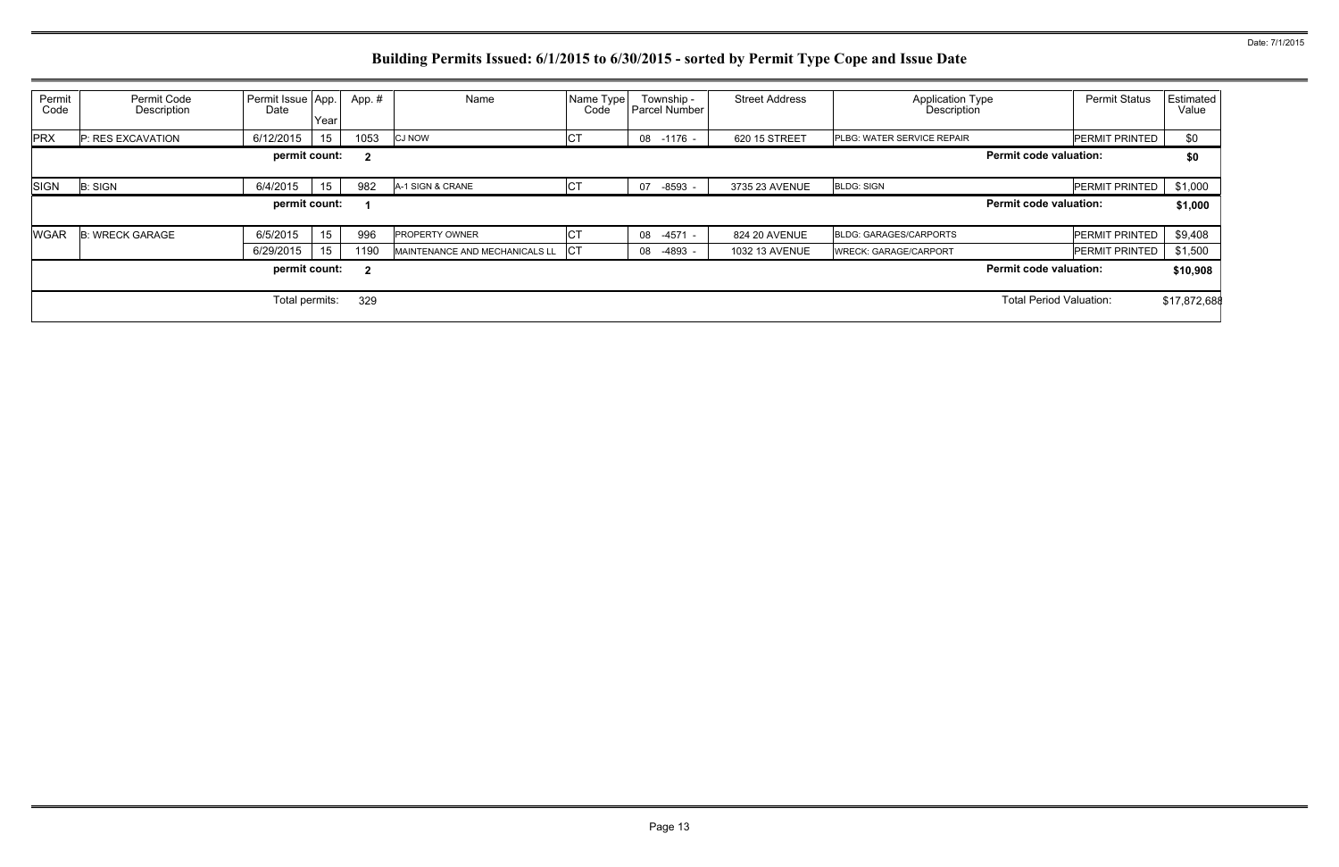# Building Permits Issued: 6/1/2015 to 6/30/2015 - sorted by Permit Type Cope and Issue Date

| Permit Code | Permit Code Description | Permit Issue Date | App. Year | App. # | Name | Name Type Code | Township - Parcel Number | Street Address | Application Type Description | Permit Status | Estimated Value |
|---|---|---|---|---|---|---|---|---|---|---|---|
| PRX | P: RES EXCAVATION | 6/12/2015 | 15 | 1053 | CJ NOW | CT | 08 -1176 - | 620 15 STREET | PLBG: WATER SERVICE REPAIR | PERMIT PRINTED | $0 |
| | | permit count: | | 2 | | | | | Permit code valuation: | | $0 |
| SIGN | B: SIGN | 6/4/2015 | 15 | 982 | A-1 SIGN & CRANE | CT | 07 -8593 - | 3735 23 AVENUE | BLDG: SIGN | PERMIT PRINTED | $1,000 |
| | | permit count: | | 1 | | | | | Permit code valuation: | | $1,000 |
| WGAR | B: WRECK GARAGE | 6/5/2015 | 15 | 996 | PROPERTY OWNER | CT | 08 -4571 - | 824 20 AVENUE | BLDG: GARAGES/CARPORTS | PERMIT PRINTED | $9,408 |
| | | 6/29/2015 | 15 | 1190 | MAINTENANCE AND MECHANICALS LL | CT | 08 -4893 - | 1032 13 AVENUE | WRECK: GARAGE/CARPORT | PERMIT PRINTED | $1,500 |
| | | permit count: | | 2 | | | | | Permit code valuation: | | $10,908 |
| | | Total permits: | | 329 | | | | | Total Period Valuation: | | $17,872,688 |